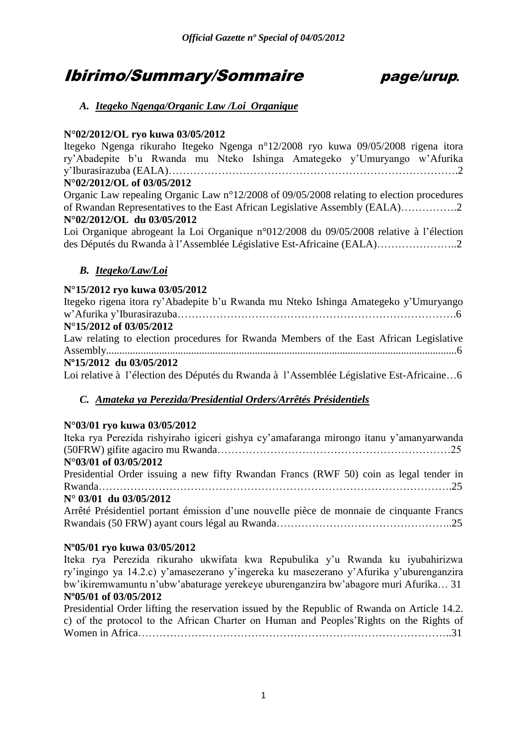# Ibirimo/Summary/Sommaire page/urup.

## *A. Itegeko Ngenga/Organic Law /Loi Organique*

**N°02/2012/OL ryo kuwa 03/05/2012**

Itegeko Ngenga rikuraho Itegeko Ngenga n°12/2008 ryo kuwa 09/05/2008 rigena itora ry'Abadepite b'u Rwanda mu Nteko Ishinga Amategeko y'Umuryango w'Afurika y'Iburasirazuba (EALA)……………………………………………………………………….2

**N°02/2012/OL of 03/05/2012**

Organic Law repealing Organic Law n°12/2008 of 09/05/2008 relating to election procedures of Rwandan Representatives to the East African Legislative Assembly (EALA)…………….2

**N°02/2012/OL du 03/05/2012**

Loi Organique abrogeant la Loi Organique n°012/2008 du 09/05/2008 relative à l'élection des Députés du Rwanda à l'Assemblée Législative Est-Africaine (EALA)…………………..2

## *B. Itegeko/Law/Loi*

**N°15/2012 ryo kuwa 03/05/2012**

Itegeko rigena itora ry'Abadepite b'u Rwanda mu Nteko Ishinga Amategeko y'Umuryango w'Afurika y'Iburasirazuba…………………………………………………………………….6

**N°15/2012 of 03/05/2012**

Law relating to election procedures for Rwanda Members of the East African Legislative Assembly...................................................................................................................................6

**Nº15/2012 du 03/05/2012**

Loi relative à l'élection des Députés du Rwanda à l'Assemblée Législative Est-Africaine…6

## *C. Amateka ya Perezida/Presidential Orders/Arrêtés Présidentiels*

**N°03/01 ryo kuwa 03/05/2012**

Iteka rya Perezida rishyiraho igiceri gishya cy'amafaranga mirongo itanu y'amanyarwanda (50FRW) gifite agaciro mu Rwanda…………………………………………………………25

**N°03/01 of 03/05/2012**

Presidential Order issuing a new fifty Rwandan Francs (RWF 50) coin as legal tender in Rwanda…………………………………………………………………………………….25

**N° 03/01 du 03/05/2012**

Arrêté Présidentiel portant émission d'une nouvelle pièce de monnaie de cinquante Francs Rwandais (50 FRW) ayant cours légal au Rwanda…………………………………………..25

**Nº05/01 ryo kuwa 03/05/2012**

Iteka rya Perezida rikuraho ukwifata kwa Repubulika y'u Rwanda ku iyubahirizwa ry'ingingo ya 14.2.c) y'amasezerano y'ingereka ku masezerano y'Afurika y'uburenganzira bw'ikiremwamuntu n'ubw'abaturage yerekeye uburenganzira bw'abagore muri Afurika… 31

**Nº05/01 of 03/05/2012**

Presidential Order lifting the reservation issued by the Republic of Rwanda on Article 14.2. c) of the protocol to the African Charter on Human and Peoples'Rights on the Rights of Women in Africa…………………………………………………………………………..31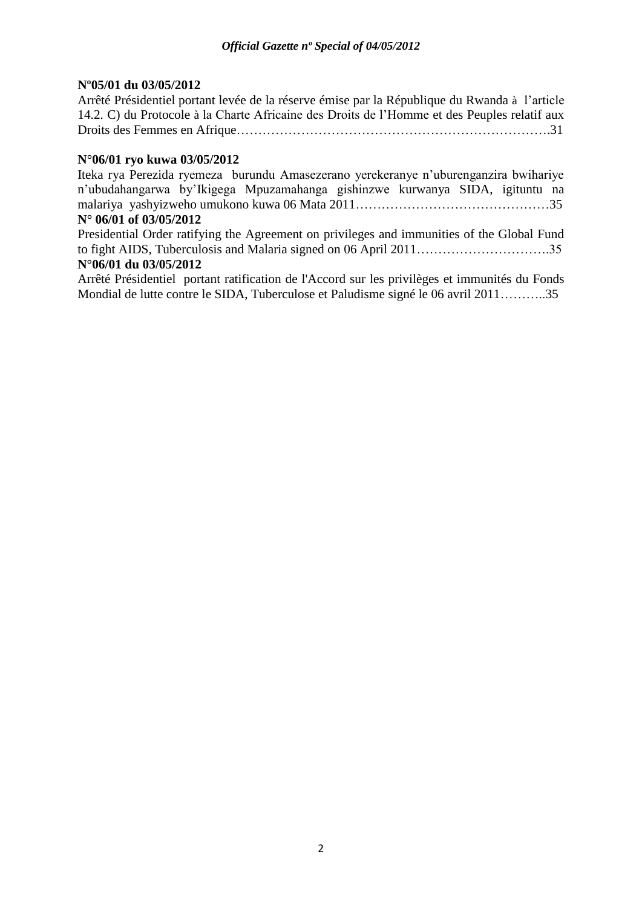**Nº05/01 du 03/05/2012**

Arrêté Présidentiel portant levée de la réserve émise par la République du Rwanda à l'article 14.2. C) du Protocole à la Charte Africaine des Droits de l'Homme et des Peuples relatif aux Droits des Femmes en Afrique…………………………………………………………………31

**N°06/01 ryo kuwa 03/05/2012**

Iteka rya Perezida ryemeza burundu Amasezerano yerekeranye n'uburenganzira bwihariye n'ubudahangarwa by'Ikigega Mpuzamahanga gishinzwe kurwanya SIDA, igituntu na malariya yashyizweho umukono kuwa 06 Mata 2011………………………………………35

**N° 06/01 of 03/05/2012**

Presidential Order ratifying the Agreement on privileges and immunities of the Global Fund to fight AIDS, Tuberculosis and Malaria signed on 06 April 2011………………………….35

**N°06/01 du 03/05/2012**

Arrêté Présidentiel portant ratification de l'Accord sur les privilèges et immunités du Fonds Mondial de lutte contre le SIDA, Tuberculose et Paludisme signé le 06 avril 2011………..35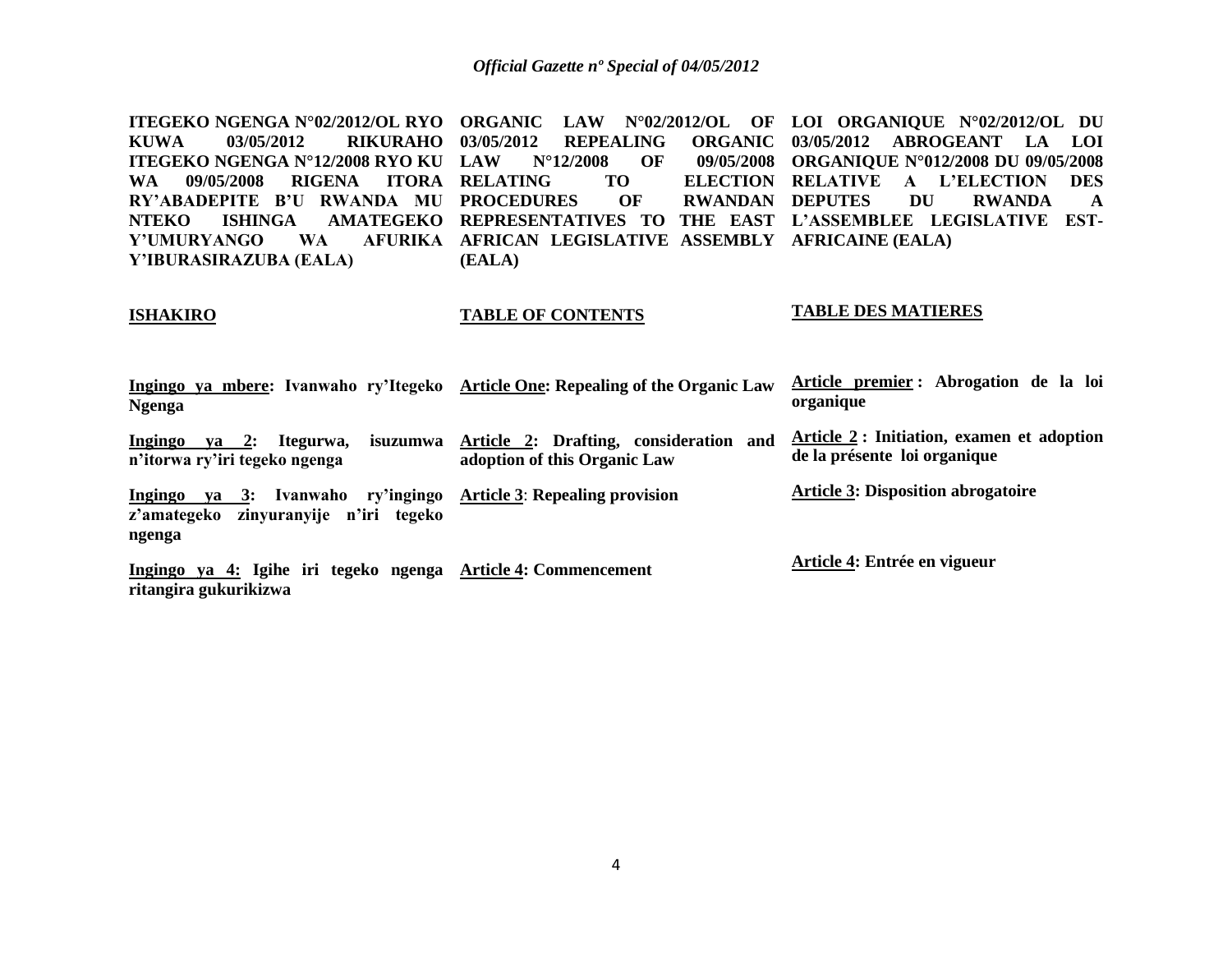**ITEGEKO NGENGA N°02/2012/OL RYO KUWA 03/05/2012 RIKURAHO ITEGEKO NGENGA N°12/2008 RYO KU WA 09/05/2008 RIGENA ITORA RY'ABADEPITE B'U RWANDA MU NTEKO ISHINGA AMATEGEKO Y'UMURYANGO WA AFURIKA Y'IBURASIRAZUBA (EALA)**

**ISHAKIRO**

**Ingingo ya mbere: Ivanwaho ry'Itegeko Ngenga**

**Ingingo ya 2: Itegurwa, isuzumwa n'itorwa ry'iri tegeko ngenga**

**Ingingo ya 3: Ivanwaho ry'ingingo z'amategeko zinyuranyije n'iri tegeko ngenga**

**Ingingo ya 4: Igihe iri tegeko ngenga ritangira gukurikizwa**

**ORGANIC LAW N°02/2012/OL OF 03/05/2012 REPEALING ORGANIC LAW N°12/2008 OF 09/05/2008 RELATING TO ELECTION PROCEDURES OF RWANDAN REPRESENTATIVES TO THE EAST AFRICAN LEGISLATIVE ASSEMBLY (EALA)**

**TABLE OF CONTENTS**

**Article One: Repealing of the Organic Law**

**Article 2: Drafting, consideration and adoption of this Organic Law**

**Article 3: Repealing provision**

**Article 4: Commencement**

**LOI ORGANIQUE N°02/2012/OL DU 03/05/2012 ABROGEANT LA LOI ORGANIQUE N°012/2008 DU 09/05/2008 RELATIVE A L'ELECTION DES DEPUTES DU RWANDA A L'ASSEMBLEE LEGISLATIVE EST-AFRICAINE (EALA)**

**TABLE DES MATIERES**

**Article premier : Abrogation de la loi organique**

**Article 2 : Initiation, examen et adoption de la présente loi organique**

**Article 3: Disposition abrogatoire**

**Article 4: Entrée en vigueur**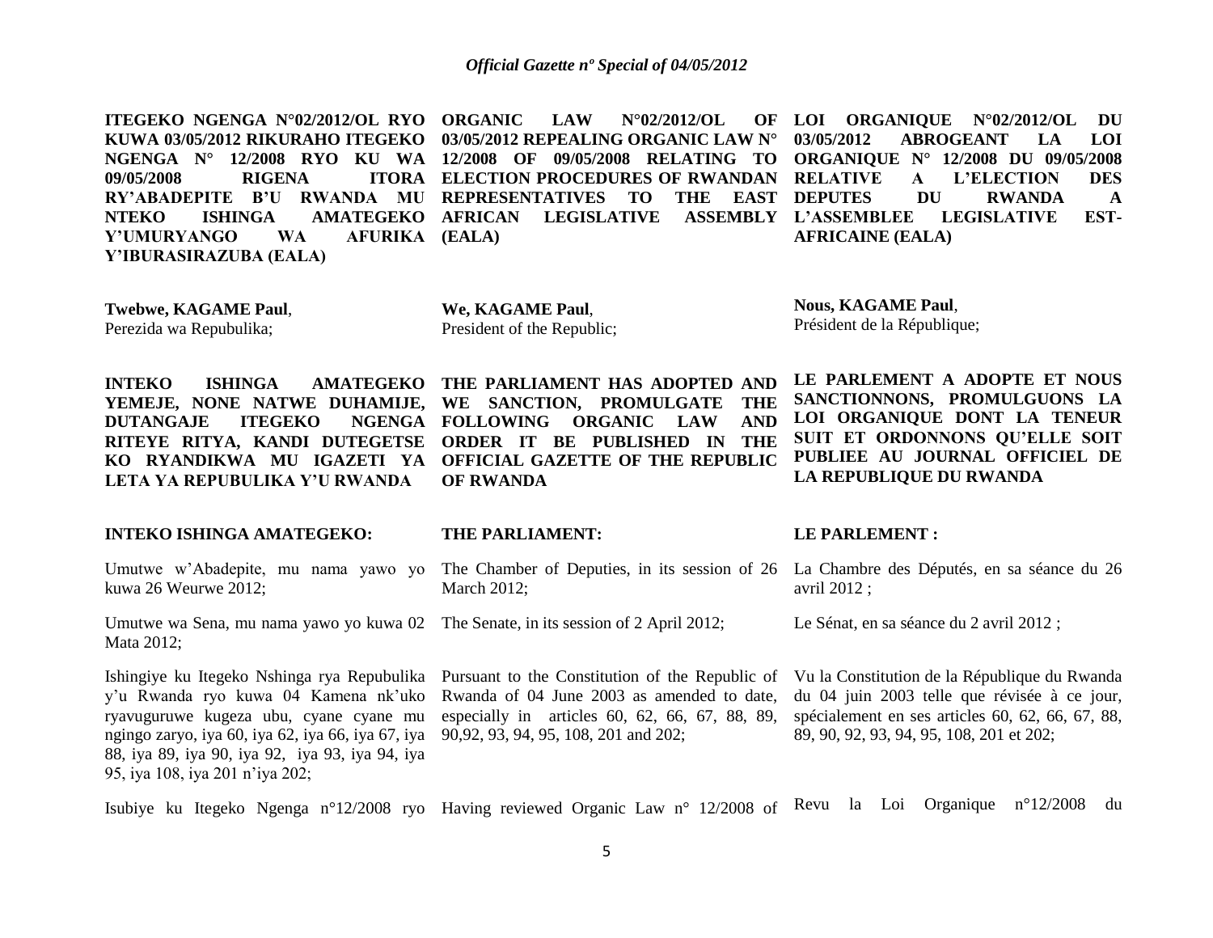**ITEGEKO NGENGA N°02/2012/OL RYO KUWA 03/05/2012 RIKURAHO ITEGEKO NGENGA N° 12/2008 RYO KU WA 09/05/2008 RIGENA ITORA RY'ABADEPITE B'U RWANDA MU NTEKO ISHINGA AMATEGEKO Y'UMURYANGO WA AFURIKA Y'IBURASIRAZUBA (EALA)**

**Twebwe, KAGAME Paul**,
Perezida wa Repubulika;

**INTEKO ISHINGA AMATEGEKO YEMEJE, NONE NATWE DUHAMIJE, DUTANGAJE ITEGEKO NGENGA RITEYE RITYA, KANDI DUTEGETSE KO RYANDIKWA MU IGAZETI YA LETA YA REPUBULIKA Y'U RWANDA**

**INTEKO ISHINGA AMATEGEKO:**

Umutwe w'Abadepite, mu nama yawo yo kuwa 26 Weurwe 2012;

Umutwe wa Sena, mu nama yawo yo kuwa 02 Mata 2012;

Ishingiye ku Itegeko Nshinga rya Repubulika y'u Rwanda ryo kuwa 04 Kamena nk'uko ryavuguruwe kugeza ubu, cyane cyane mu ngingo zaryo, iya 60, iya 62, iya 66, iya 67, iya 88, iya 89, iya 90, iya 92, iya 93, iya 94, iya 95, iya 108, iya 201 n'iya 202;

Isubiye ku Itegeko Ngenga n°12/2008 ryo

**ORGANIC LAW N°02/2012/OL OF 03/05/2012 REPEALING ORGANIC LAW N° 12/2008 OF 09/05/2008 RELATING TO ELECTION PROCEDURES OF RWANDAN REPRESENTATIVES TO THE EAST AFRICAN LEGISLATIVE ASSEMBLY (EALA)**

**We, KAGAME Paul**,
President of the Republic;

**THE PARLIAMENT HAS ADOPTED AND WE SANCTION, PROMULGATE THE FOLLOWING ORGANIC LAW AND ORDER IT BE PUBLISHED IN THE OFFICIAL GAZETTE OF THE REPUBLIC OF RWANDA**

**THE PARLIAMENT:**

The Chamber of Deputies, in its session of 26 March 2012;

The Senate, in its session of 2 April 2012;

Pursuant to the Constitution of the Republic of Rwanda of 04 June 2003 as amended to date, especially in articles 60, 62, 66, 67, 88, 89, 90,92, 93, 94, 95, 108, 201 and 202;

Having reviewed Organic Law n° 12/2008 of

**LOI ORGANIQUE N°02/2012/OL DU 03/05/2012 ABROGEANT LA LOI ORGANIQUE N° 12/2008 DU 09/05/2008 RELATIVE A L'ELECTION DES DEPUTES DU RWANDA A L'ASSEMBLEE LEGISLATIVE EST-AFRICAINE (EALA)**

**Nous, KAGAME Paul**,
Président de la République;

**LE PARLEMENT A ADOPTE ET NOUS SANCTIONNONS, PROMULGUONS LA LOI ORGANIQUE DONT LA TENEUR SUIT ET ORDONNONS QU'ELLE SOIT PUBLIEE AU JOURNAL OFFICIEL DE LA REPUBLIQUE DU RWANDA**

**LE PARLEMENT :**

La Chambre des Députés, en sa séance du 26 avril 2012 ;

Le Sénat, en sa séance du 2 avril 2012 ;

Vu la Constitution de la République du Rwanda du 04 juin 2003 telle que révisée à ce jour, spécialement en ses articles 60, 62, 66, 67, 88, 89, 90, 92, 93, 94, 95, 108, 201 et 202;

Revu la Loi Organique n°12/2008 du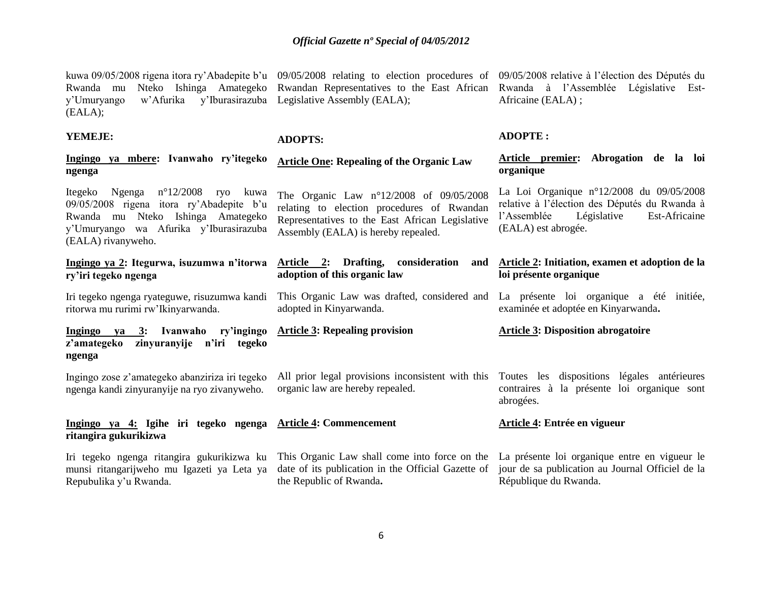kuwa 09/05/2008 rigena itora ry'Abadepite b'u Rwanda mu Nteko Ishinga Amategeko y'Umuryango w'Afurika y'Iburasirazuba (EALA);

**YEMEJE:**

**Ingingo ya mbere: Ivanwaho ry'itegeko ngenga**

Itegeko Ngenga n°12/2008 ryo kuwa 09/05/2008 rigena itora ry'Abadepite b'u Rwanda mu Nteko Ishinga Amategeko y'Umuryango wa Afurika y'Iburasirazuba (EALA) rivanyweho.

**Ingingo ya 2: Itegurwa, isuzumwa n'itorwa ry'iri tegeko ngenga**

Iri tegeko ngenga ryateguwe, risuzumwa kandi ritorwa mu rurimi rw'Ikinyarwanda.

**Ingingo ya 3: Ivanwaho ry'ingingo z'amategeko zinyuranyije n'iri tegeko ngenga**

Ingingo zose z'amategeko abanziriza iri tegeko ngenga kandi zinyuranyije na ryo zivanyweho.

**Ingingo ya 4: Igihe iri tegeko ngenga ritangira gukurikizwa**

Iri tegeko ngenga ritangira gukurikizwa ku munsi ritangarijweho mu Igazeti ya Leta ya Repubulika y'u Rwanda.

09/05/2008 relating to election procedures of Rwandan Representatives to the East African Legislative Assembly (EALA);

**ADOPTS:**

**Article One: Repealing of the Organic Law**

The Organic Law n°12/2008 of 09/05/2008 relating to election procedures of Rwandan Representatives to the East African Legislative Assembly (EALA) is hereby repealed.

**Article 2: Drafting, consideration and adoption of this organic law**

This Organic Law was drafted, considered and adopted in Kinyarwanda.

**Article 3: Repealing provision**

All prior legal provisions inconsistent with this organic law are hereby repealed.

**Article 4: Commencement**

This Organic Law shall come into force on the date of its publication in the Official Gazette of the Republic of Rwanda**.**

09/05/2008 relative à l'élection des Députés du Rwanda à l'Assemblée Législative Est-Africaine (EALA) ;

**ADOPTE :**

**Article premier: Abrogation de la loi organique**

La Loi Organique n°12/2008 du 09/05/2008 relative à l'élection des Députés du Rwanda à l'Assemblée Législative Est-Africaine (EALA) est abrogée.

**Article 2: Initiation, examen et adoption de la loi présente organique**

La présente loi organique a été initiée, examinée et adoptée en Kinyarwanda**.**

**Article 3: Disposition abrogatoire**

Toutes les dispositions légales antérieures contraires à la présente loi organique sont abrogées.

**Article 4: Entrée en vigueur**

La présente loi organique entre en vigueur le jour de sa publication au Journal Officiel de la République du Rwanda.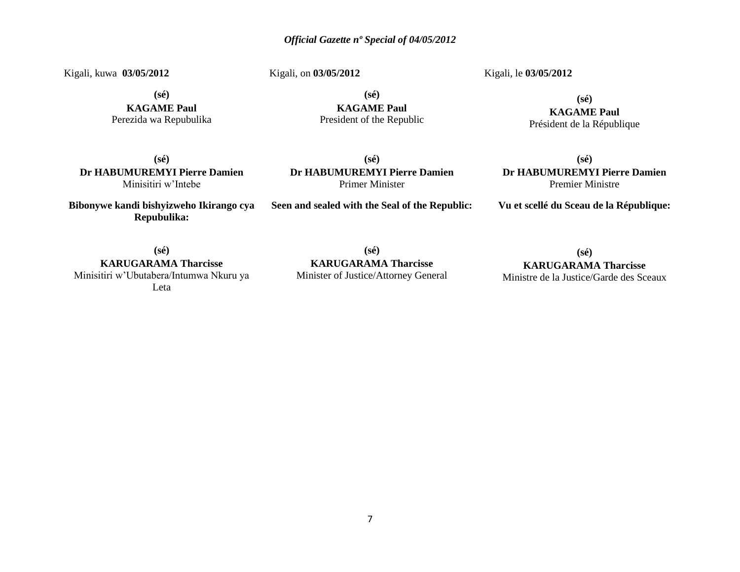Kigali, kuwa **03/05/2012**

**(sé)**
**KAGAME Paul**
Perezida wa Repubulika

**(sé)**
**Dr HABUMUREMYI Pierre Damien**
Minisitiri w'Intebe

**Bibonywe kandi bishyizweho Ikirango cya Repubulika:**

**(sé)**
**KARUGARAMA Tharcisse**
Minisitiri w'Ubutabera/Intumwa Nkuru ya Leta

Kigali, on **03/05/2012**

**(sé)**
**KAGAME Paul**
President of the Republic

**(sé)**
**Dr HABUMUREMYI Pierre Damien**
Primer Minister

**Seen and sealed with the Seal of the Republic:**

**(sé)**
**KARUGARAMA Tharcisse**
Minister of Justice/Attorney General

Kigali, le **03/05/2012**

**(sé)**
**KAGAME Paul**
Président de la République

**(sé)**
**Dr HABUMUREMYI Pierre Damien**
Premier Ministre

**Vu et scellé du Sceau de la République:**

**(sé)**
**KARUGARAMA Tharcisse**
Ministre de la Justice/Garde des Sceaux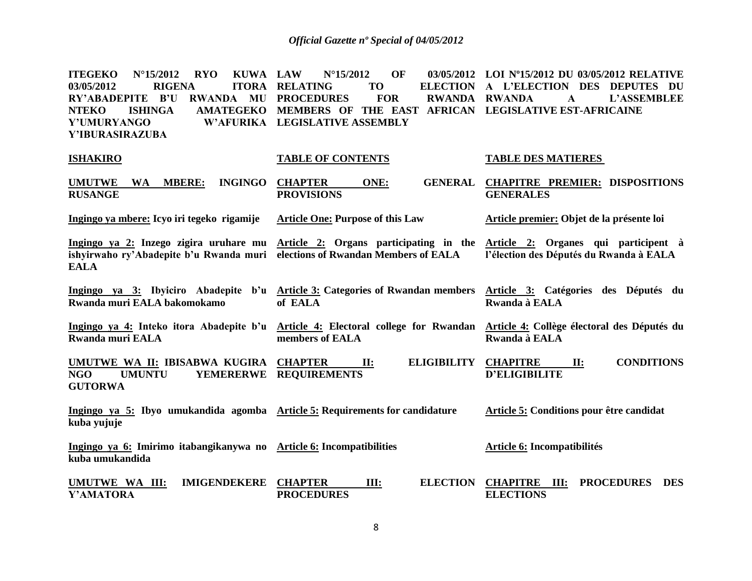| ITEGEKO N°15/2012 RYO KUWA 03/05/2012 RIGENA ITORA RY'ABADEPITE B'U RWANDA MU NTEKO ISHINGA AMATEGEKO Y'UMURYANGO W'AFURIKA Y'IBURASIRAZUBA | LAW N°15/2012 OF 03/05/2012 RELATING TO ELECTION PROCEDURES FOR RWANDA MEMBERS OF THE EAST AFRICAN LEGISLATIVE ASSEMBLY | LOI Nº15/2012 DU 03/05/2012 RELATIVE A L'ELECTION DES DEPUTES DU RWANDA A L'ASSEMBLEE LEGISLATIVE EST-AFRICAINE |
|---|---|---|
| **ISHAKIRO** | **TABLE OF CONTENTS** | **TABLE DES MATIERES** |
| **UMUTWE WA MBERE: INGINGO RUSANGE** | **CHAPTER ONE: GENERAL PROVISIONS** | **CHAPITRE PREMIER: DISPOSITIONS GENERALES** |
| **Ingingo ya mbere: Icyo iri tegeko rigamije** | **Article One: Purpose of this Law** | **Article premier: Objet de la présente loi** |
| **Ingingo ya 2: Inzego zigira uruhare mu ishyirwaho ry'Abadepite b'u Rwanda muri EALA** | **Article 2: Organs participating in the elections of Rwandan Members of EALA** | **Article 2: Organes qui participent à l'élection des Députés du Rwanda à EALA** |
| **Ingingo ya 3: Ibyiciro Abadepite b'u Rwanda muri EALA bakomokamo** | **Article 3: Categories of Rwandan members of EALA** | **Article 3: Catégories des Députés du Rwanda à EALA** |
| **Ingingo ya 4: Inteko itora Abadepite b'u Rwanda muri EALA** | **Article 4: Electoral college for Rwandan members of EALA** | **Article 4: Collège électoral des Députés du Rwanda à EALA** |
| **UMUTWE WA II: IBISABWA KUGIRA NGO UMUNTU YEMERERWE GUTORWA** | **CHAPTER II: ELIGIBILITY REQUIREMENTS** | **CHAPITRE II: CONDITIONS D'ELIGIBILITE** |
| **Ingingo ya 5: Ibyo umukandida agomba kuba yujuje** | **Article 5: Requirements for candidature** | **Article 5: Conditions pour être candidat** |
| **Ingingo ya 6: Imirimo itabangikanywa no kuba umukandida** | **Article 6: Incompatibilities** | **Article 6: Incompatibilités** |
| **UMUTWE WA III: IMIGENDEKERE Y'AMATORA** | **CHAPTER III: ELECTION PROCEDURES** | **CHAPITRE III: PROCEDURES DES ELECTIONS** |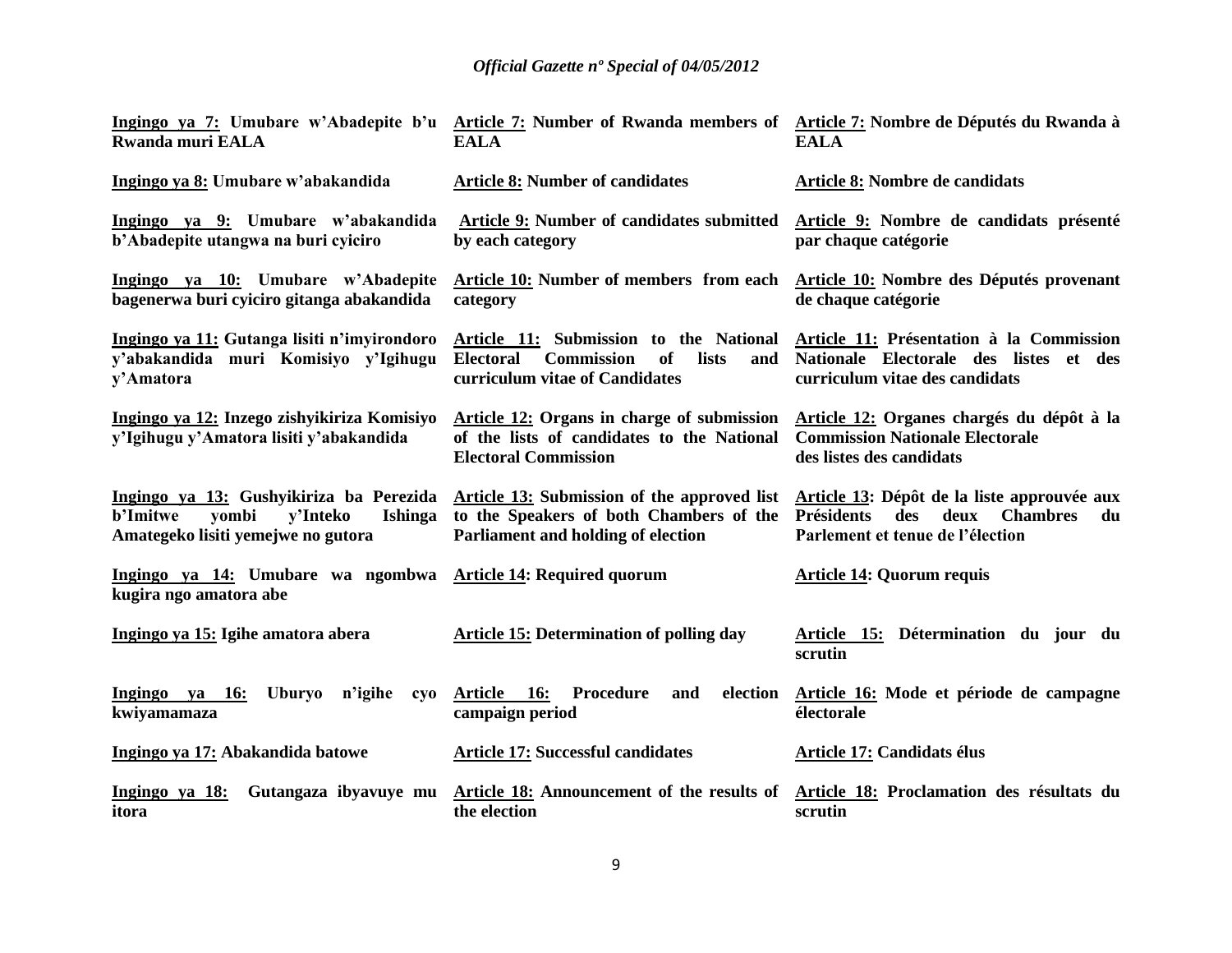**Ingingo ya 7:** **Umubare w'Abadepite b'u Rwanda muri EALA**

**Ingingo ya 8:** **Umubare w'abakandida**

**Ingingo ya 9:** **Umubare w'abakandida b'Abadepite utangwa na buri cyiciro**

**Ingingo ya 10:** **Umubare w'Abadepite bagenerwa buri cyiciro gitanga abakandida**

**Ingingo ya 11:** **Gutanga lisiti n'imyirondoro y'abakandida muri Komisiyo y'Igihugu y'Amatora**

**Ingingo ya 12:** **Inzego zishyikiriza Komisiyo y'Igihugu y'Amatora lisiti y'abakandida**

**Ingingo ya 13:** **Gushyikiriza ba Perezida b'Imitwe yombi y'Inteko Ishinga Amategeko lisiti yemejwe no gutora**

**Ingingo ya 14:** **Umubare wa ngombwa kugira ngo amatora abe**

**Ingingo ya 15:** **Igihe amatora abera**

**Ingingo ya 16:** **Uburyo n'igihe cyo kwiyamamaza**

**Ingingo ya 17:** **Abakandida batowe**

**Ingingo ya 18:** **Gutangaza ibyavuye mu itora**

**Article 7:** **Number of Rwanda members of EALA**

**Article 8:** **Number of candidates**

**Article 9:** **Number of candidates submitted by each category**

**Article 10:** **Number of members from each category**

**Article 11:** **Submission to the National Electoral Commission of lists and curriculum vitae of Candidates**

**Article 12:** **Organs in charge of submission of the lists of candidates to the National Electoral Commission**

**Article 13:** **Submission of the approved list to the Speakers of both Chambers of the Parliament and holding of election**

**Article 14:** **Required quorum**

**Article 15:** **Determination of polling day**

**Article 16:** **Procedure and election campaign period**

**Article 17:** **Successful candidates**

**Article 18:** **Announcement of the results of the election**

**Article 7:** **Nombre de Députés du Rwanda à EALA**

**Article 8:** **Nombre de candidats**

**Article 9:** **Nombre de candidats présenté par chaque catégorie**

**Article 10:** **Nombre des Députés provenant de chaque catégorie**

**Article 11:** **Présentation à la Commission Nationale Electorale des listes et des curriculum vitae des candidats**

**Article 12:** **Organes chargés du dépôt à la Commission Nationale Electorale des listes des candidats**

**Article 13:** **Dépôt de la liste approuvée aux Présidents des deux Chambres du Parlement et tenue de l'élection**

**Article 14:** **Quorum requis**

**Article 15:** **Détermination du jour du scrutin**

**Article 16:** **Mode et période de campagne électorale**

**Article 17:** **Candidats élus**

**Article 18:** **Proclamation des résultats du scrutin**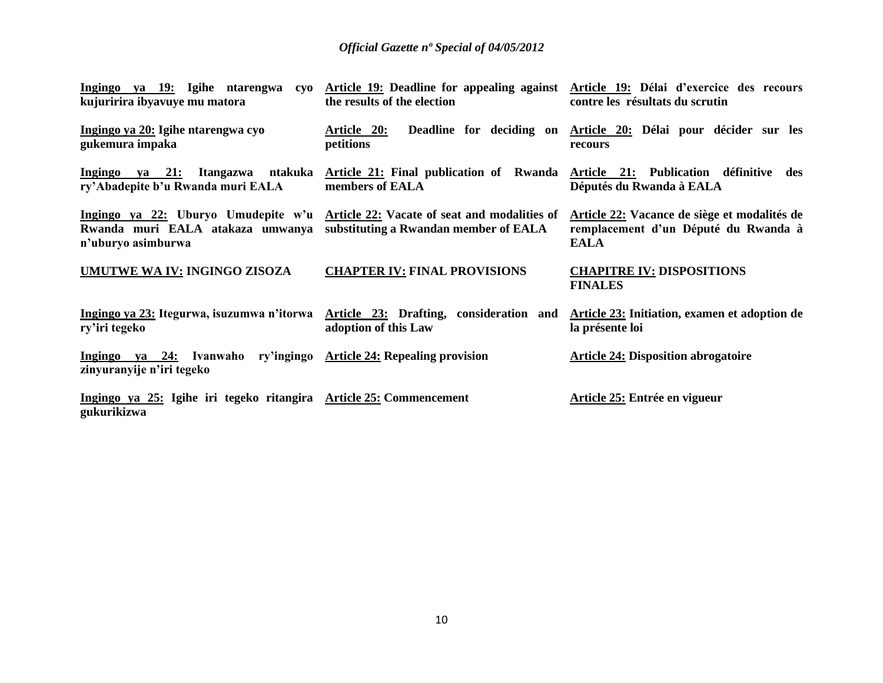**Ingingo ya 19:** Igihe ntarengwa cyo kujuririra ibyavuye mu matora

**Ingingo ya 20:** Igihe ntarengwa cyo gukemura impaka

**Ingingo ya 21:** Itangazwa ntakuka ry'Abadepite b'u Rwanda muri EALA

**Ingingo ya 22:** Uburyo Umudepite w'u Rwanda muri EALA atakaza umwanya n'uburyo asimburwa

**UMUTWE WA IV: INGINGO ZISOZA**

**Ingingo ya 23:** Itegurwa, isuzumwa n'itorwa ry'iri tegeko

**Ingingo ya 24:** Ivanwaho ry'ingingo zinyuranyije n'iri tegeko

**Ingingo ya 25:** Igihe iri tegeko ritangira gukurikizwa

**Article 19:** Deadline for appealing against the results of the election

**Article 20:** Deadline for deciding on petitions

**Article 21:** Final publication of Rwanda members of EALA

**Article 22:** Vacate of seat and modalities of substituting a Rwandan member of EALA

**CHAPTER IV: FINAL PROVISIONS**

**Article 23:** Drafting, consideration and adoption of this Law

**Article 24:** Repealing provision

**Article 25:** Commencement

**Article 19:** Délai d'exercice des recours contre les résultats du scrutin

**Article 20:** Délai pour décider sur les recours

**Article 21:** Publication définitive des Députés du Rwanda à EALA

**Article 22:** Vacance de siège et modalités de remplacement d'un Député du Rwanda à EALA

**CHAPITRE IV: DISPOSITIONS FINALES**

**Article 23:** Initiation, examen et adoption de la présente loi

**Article 24:** Disposition abrogatoire

**Article 25:** Entrée en vigueur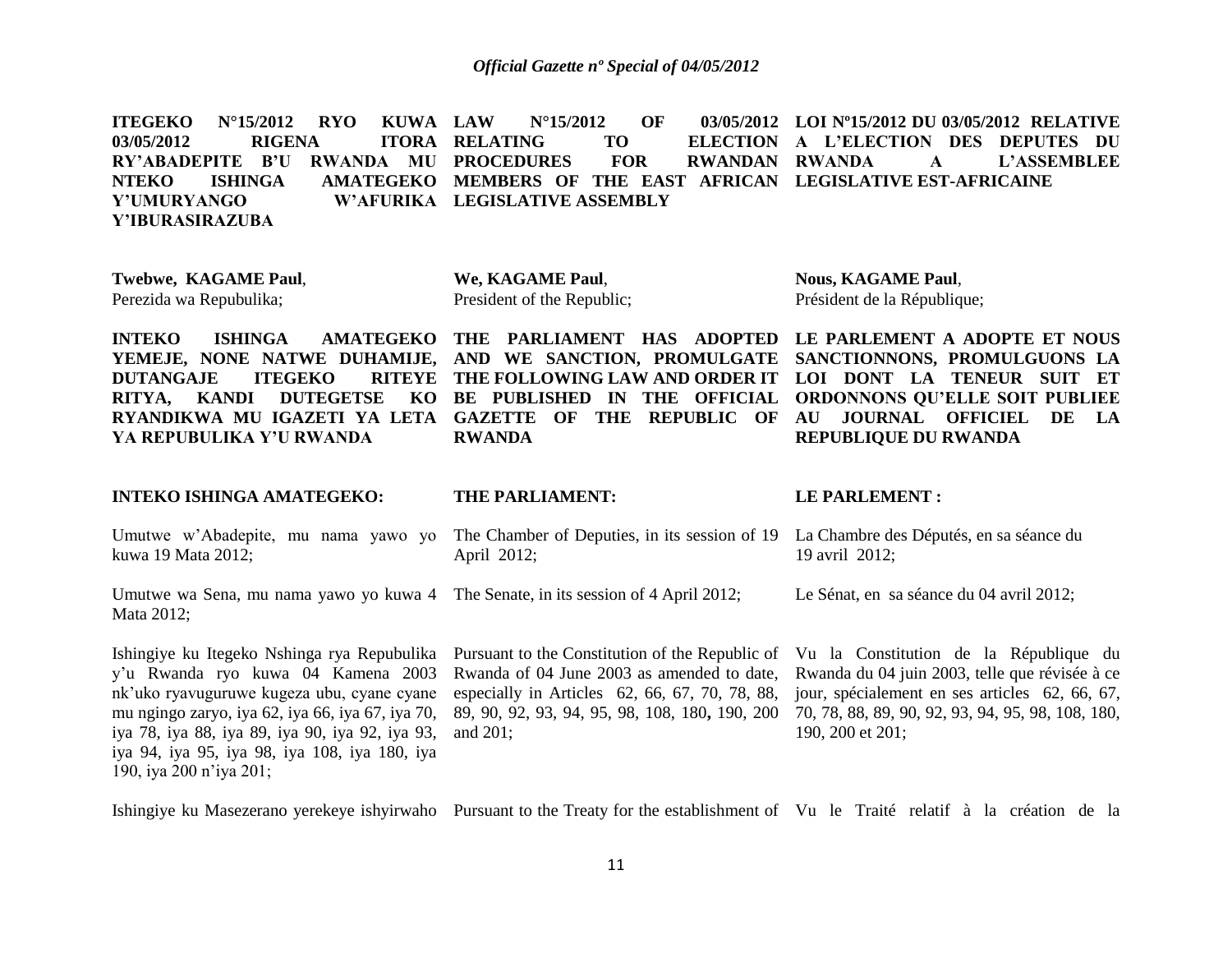**ITEGEKO N°15/2012 RYO KUWA 03/05/2012 RIGENA ITORA RY'ABADEPITE B'U RWANDA MU NTEKO ISHINGA AMATEGEKO Y'UMURYANGO W'AFURIKA Y'IBURASIRAZUBA**

**Twebwe, KAGAME Paul**,
Perezida wa Repubulika;

**INTEKO ISHINGA AMATEGEKO YEMEJE, NONE NATWE DUHAMIJE, DUTANGAJE ITEGEKO RITEYE RITYA, KANDI DUTEGETSE KO RYANDIKWA MU IGAZETI YA LETA YA REPUBULIKA Y'U RWANDA**

**INTEKO ISHINGA AMATEGEKO:**

Umutwe w'Abadepite, mu nama yawo yo kuwa 19 Mata 2012;

Umutwe wa Sena, mu nama yawo yo kuwa 4 Mata 2012;

Ishingiye ku Itegeko Nshinga rya Repubulika y'u Rwanda ryo kuwa 04 Kamena 2003 nk'uko ryavuguruwe kugeza ubu, cyane cyane mu ngingo zaryo, iya 62, iya 66, iya 67, iya 70, iya 78, iya 88, iya 89, iya 90, iya 92, iya 93, iya 94, iya 95, iya 98, iya 108, iya 180, iya 190, iya 200 n'iya 201;

Ishingiye ku Masezerano yerekeye ishyirwaho

**LAW N°15/2012 OF 03/05/2012 RELATING TO ELECTION PROCEDURES FOR RWANDAN MEMBERS OF THE EAST AFRICAN LEGISLATIVE ASSEMBLY**

**We, KAGAME Paul**,
President of the Republic;

**THE PARLIAMENT HAS ADOPTED AND WE SANCTION, PROMULGATE THE FOLLOWING LAW AND ORDER IT BE PUBLISHED IN THE OFFICIAL GAZETTE OF THE REPUBLIC OF RWANDA**

**THE PARLIAMENT:**

The Chamber of Deputies, in its session of 19 April 2012;

The Senate, in its session of 4 April 2012;

Pursuant to the Constitution of the Republic of Rwanda of 04 June 2003 as amended to date, especially in Articles 62, 66, 67, 70, 78, 88, 89, 90, 92, 93, 94, 95, 98, 108, 180, 190, 200 and 201;

Pursuant to the Treaty for the establishment of

**LOI Nº15/2012 DU 03/05/2012 RELATIVE A L'ELECTION DES DEPUTES DU RWANDA A L'ASSEMBLEE LEGISLATIVE EST-AFRICAINE**

**Nous, KAGAME Paul**,
Président de la République;

**LE PARLEMENT A ADOPTE ET NOUS SANCTIONNONS, PROMULGUONS LA LOI DONT LA TENEUR SUIT ET ORDONNONS QU'ELLE SOIT PUBLIEE AU JOURNAL OFFICIEL DE LA REPUBLIQUE DU RWANDA**

**LE PARLEMENT :**

La Chambre des Députés, en sa séance du 19 avril 2012;

Le Sénat, en sa séance du 04 avril 2012;

Vu la Constitution de la République du Rwanda du 04 juin 2003, telle que révisée à ce jour, spécialement en ses articles 62, 66, 67, 70, 78, 88, 89, 90, 92, 93, 94, 95, 98, 108, 180, 190, 200 et 201;

Vu le Traité relatif à la création de la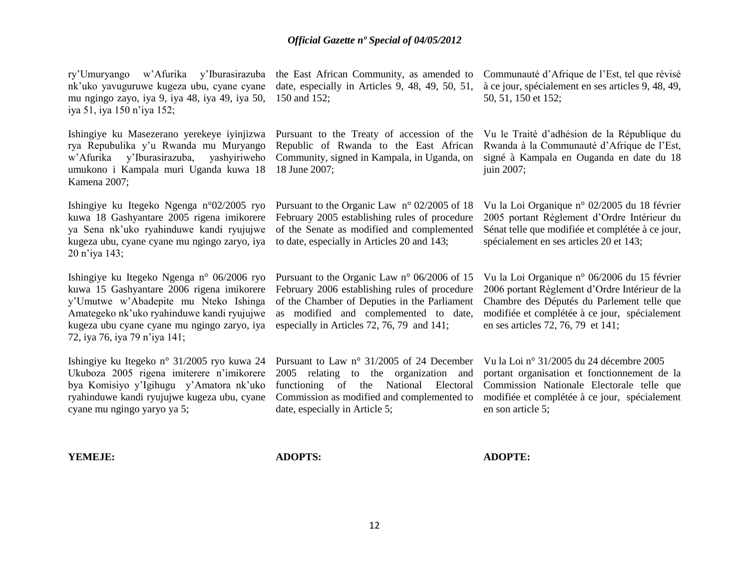ry'Umuryango w'Afurika y'Iburasirazuba nk'uko yavuguruwe kugeza ubu, cyane cyane mu ngingo zayo, iya 9, iya 48, iya 49, iya 50, iya 51, iya 150 n'iya 152;

Ishingiye ku Masezerano yerekeye iyinjizwa rya Repubulika y'u Rwanda mu Muryango w'Afurika y'Iburasirazuba, yashyiriweho umukono i Kampala muri Uganda kuwa 18 Kamena 2007;

Ishingiye ku Itegeko Ngenga n°02/2005 ryo kuwa 18 Gashyantare 2005 rigena imikorere ya Sena nk'uko ryahinduwe kandi ryujujwe kugeza ubu, cyane cyane mu ngingo zaryo, iya 20 n'iya 143;

Ishingiye ku Itegeko Ngenga n° 06/2006 ryo kuwa 15 Gashyantare 2006 rigena imikorere y'Umutwe w'Abadepite mu Nteko Ishinga Amategeko nk'uko ryahinduwe kandi ryujujwe kugeza ubu cyane cyane mu ngingo zaryo, iya 72, iya 76, iya 79 n'iya 141;

Ishingiye ku Itegeko n° 31/2005 ryo kuwa 24 Ukuboza 2005 rigena imiterere n'imikorere bya Komisiyo y'Igihugu y'Amatora nk'uko ryahinduwe kandi ryujujwe kugeza ubu, cyane cyane mu ngingo yaryo ya 5;

**YEMEJE:**

the East African Community, as amended to date, especially in Articles 9, 48, 49, 50, 51, 150 and 152;

Pursuant to the Treaty of accession of the Republic of Rwanda to the East African Community, signed in Kampala, in Uganda, on 18 June 2007;

Pursuant to the Organic Law n° 02/2005 of 18 February 2005 establishing rules of procedure of the Senate as modified and complemented to date, especially in Articles 20 and 143;

Pursuant to the Organic Law n° 06/2006 of 15 February 2006 establishing rules of procedure of the Chamber of Deputies in the Parliament as modified and complemented to date, especially in Articles 72, 76, 79 and 141;

Pursuant to Law n° 31/2005 of 24 December 2005 relating to the organization and functioning of the National Electoral Commission as modified and complemented to date, especially in Article 5;

**ADOPTS:**

Communauté d'Afrique de l'Est, tel que révisé à ce jour, spécialement en ses articles 9, 48, 49, 50, 51, 150 et 152;

Vu le Traité d'adhésion de la République du Rwanda à la Communauté d'Afrique de l'Est, signé à Kampala en Ouganda en date du 18 juin 2007;

Vu la Loi Organique n° 02/2005 du 18 février 2005 portant Règlement d'Ordre Intérieur du Sénat telle que modifiée et complétée à ce jour, spécialement en ses articles 20 et 143;

Vu la Loi Organique n° 06/2006 du 15 février 2006 portant Règlement d'Ordre Intérieur de la Chambre des Députés du Parlement telle que modifiée et complétée à ce jour, spécialement en ses articles 72, 76, 79 et 141;

Vu la Loi n° 31/2005 du 24 décembre 2005 portant organisation et fonctionnement de la Commission Nationale Electorale telle que modifiée et complétée à ce jour, spécialement en son article 5;

**ADOPTE:**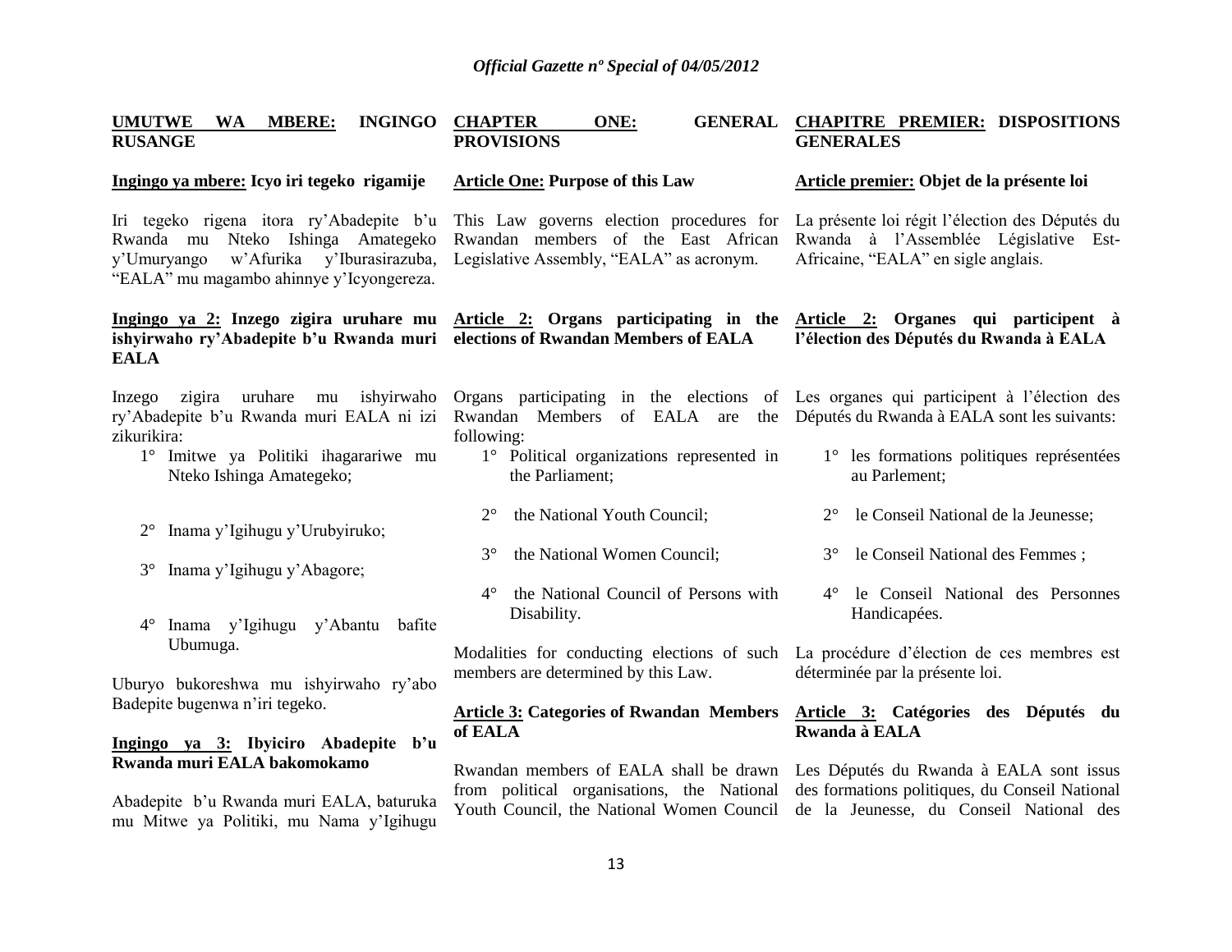**UMUTWE WA MBERE: INGINGO RUSANGE**

**Ingingo ya mbere: Icyo iri tegeko rigamije**

Iri tegeko rigena itora ry'Abadepite b'u Rwanda mu Nteko Ishinga Amategeko y'Umuryango w'Afurika y'Iburasirazuba, "EALA" mu magambo ahinnye y'Icyongereza.

**Ingingo ya 2: Inzego zigira uruhare mu ishyirwaho ry'Abadepite b'u Rwanda muri EALA**

Inzego zigira uruhare mu ishyirwaho ry'Abadepite b'u Rwanda muri EALA ni izi zikurikira:

1° Imitwe ya Politiki ihagarariwe mu Nteko Ishinga Amategeko;

2° Inama y'Igihugu y'Urubyiruko;

3° Inama y'Igihugu y'Abagore;

4° Inama y'Igihugu y'Abantu bafite Ubumuga.

Uburyo bukoreshwa mu ishyirwaho ry'abo Badepite bugenwa n'iri tegeko.

**Ingingo ya 3: Ibyiciro Abadepite b'u Rwanda muri EALA bakomokamo**

Abadepite b'u Rwanda muri EALA, baturuka mu Mitwe ya Politiki, mu Nama y'Igihugu

**CHAPTER ONE: GENERAL PROVISIONS**

**Article One: Purpose of this Law**

This Law governs election procedures for Rwandan members of the East African Legislative Assembly, "EALA" as acronym.

**Article 2: Organs participating in the elections of Rwandan Members of EALA**

Organs participating in the elections of Rwandan Members of EALA are the following:

1° Political organizations represented in the Parliament;

2° the National Youth Council;

3° the National Women Council;

4° the National Council of Persons with Disability.

Modalities for conducting elections of such members are determined by this Law.

**Article 3: Categories of Rwandan Members of EALA**

Rwandan members of EALA shall be drawn from political organisations, the National Youth Council, the National Women Council

**CHAPITRE PREMIER: DISPOSITIONS GENERALES**

**Article premier: Objet de la présente loi**

La présente loi régit l'élection des Députés du Rwanda à l'Assemblée Législative Est-Africaine, "EALA" en sigle anglais.

**Article 2: Organes qui participent à l'élection des Députés du Rwanda à EALA**

Les organes qui participent à l'élection des Députés du Rwanda à EALA sont les suivants:

1° les formations politiques représentées au Parlement;

2° le Conseil National de la Jeunesse;

3° le Conseil National des Femmes ;

4° le Conseil National des Personnes Handicapées.

La procédure d'élection de ces membres est déterminée par la présente loi.

**Article 3: Catégories des Députés du Rwanda à EALA**

Les Députés du Rwanda à EALA sont issus des formations politiques, du Conseil National de la Jeunesse, du Conseil National des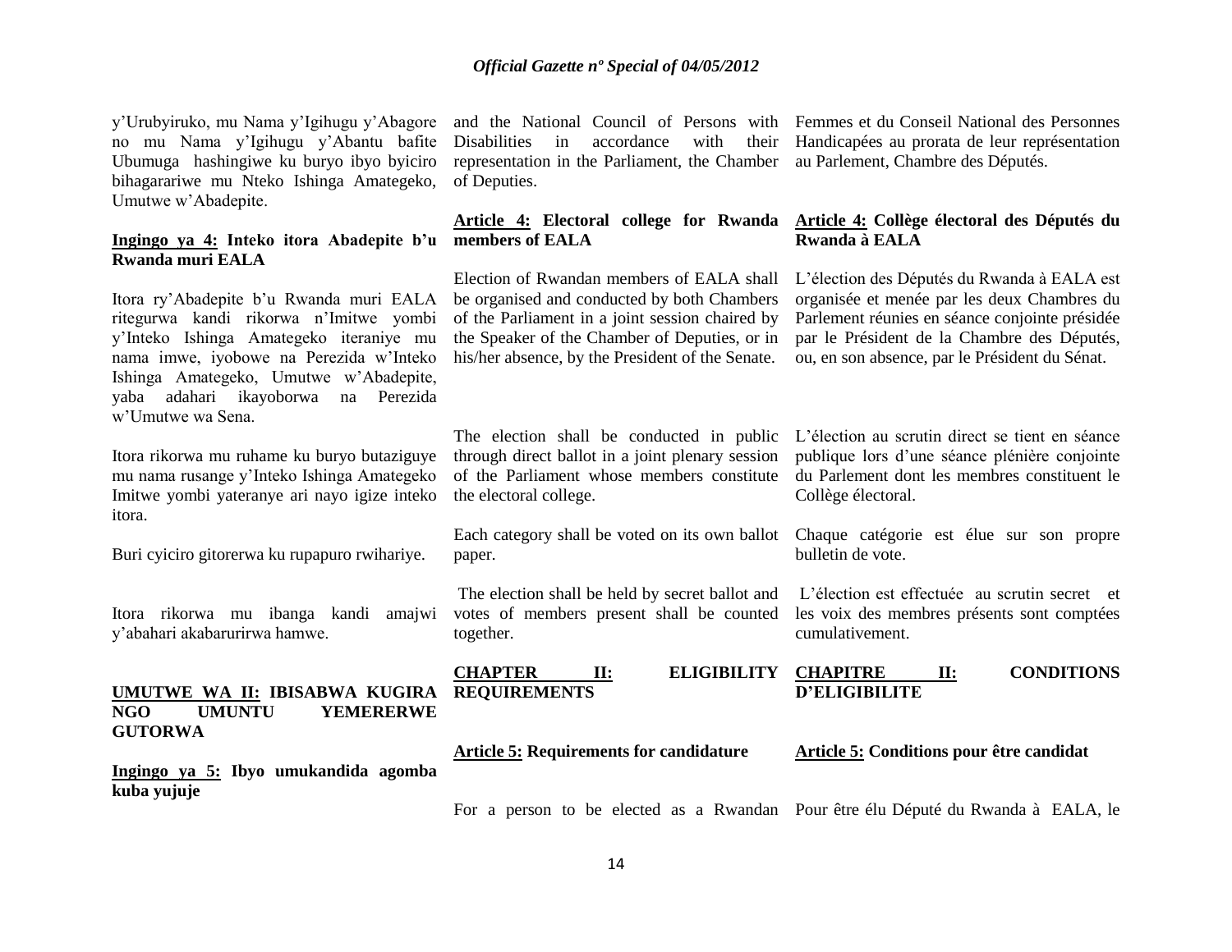y'Urubyiruko, mu Nama y'Igihugu y'Abagore no mu Nama y'Igihugu y'Abantu bafite Ubumuga hashingiwe ku buryo ibyo byiciro bihagarariwe mu Nteko Ishinga Amategeko, Umutwe w'Abadepite.

**Ingingo ya 4: Inteko itora Abadepite b'u Rwanda muri EALA**

Itora ry'Abadepite b'u Rwanda muri EALA ritegurwa kandi rikorwa n'Imitwe yombi y'Inteko Ishinga Amategeko iteraniye mu nama imwe, iyobowe na Perezida w'Inteko Ishinga Amategeko, Umutwe w'Abadepite, yaba adahari ikayoborwa na Perezida w'Umutwe wa Sena.

Itora rikorwa mu ruhame ku buryo butaziguye mu nama rusange y'Inteko Ishinga Amategeko Imitwe yombi yateranye ari nayo igize inteko itora.

Buri cyiciro gitorerwa ku rupapuro rwihariye.

Itora rikorwa mu ibanga kandi amajwi y'abahari akabarurirwa hamwe.

**UMUTWE WA II: IBISABWA KUGIRA NGO UMUNTU YEMERERWE GUTORWA**

**Ingingo ya 5: Ibyo umukandida agomba kuba yujuje**

and the National Council of Persons with Disabilities in accordance with their representation in the Parliament, the Chamber of Deputies.

**Article 4: Electoral college for Rwanda members of EALA**

Election of Rwandan members of EALA shall be organised and conducted by both Chambers of the Parliament in a joint session chaired by the Speaker of the Chamber of Deputies, or in his/her absence, by the President of the Senate.

The election shall be conducted in public through direct ballot in a joint plenary session of the Parliament whose members constitute the electoral college.

Each category shall be voted on its own ballot paper.

The election shall be held by secret ballot and votes of members present shall be counted together.

**CHAPTER II: ELIGIBILITY REQUIREMENTS**

**Article 5: Requirements for candidature**

For a person to be elected as a Rwandan

Femmes et du Conseil National des Personnes Handicapées au prorata de leur représentation au Parlement, Chambre des Députés.

**Article 4: Collège électoral des Députés du Rwanda à EALA**

L'élection des Députés du Rwanda à EALA est organisée et menée par les deux Chambres du Parlement réunies en séance conjointe présidée par le Président de la Chambre des Députés, ou, en son absence, par le Président du Sénat.

L'élection au scrutin direct se tient en séance publique lors d'une séance plénière conjointe du Parlement dont les membres constituent le Collège électoral.

Chaque catégorie est élue sur son propre bulletin de vote.

L'élection est effectuée au scrutin secret et les voix des membres présents sont comptées cumulativement.

**CHAPITRE II: CONDITIONS D'ELIGIBILITE**

**Article 5: Conditions pour être candidat**

Pour être élu Député du Rwanda à EALA, le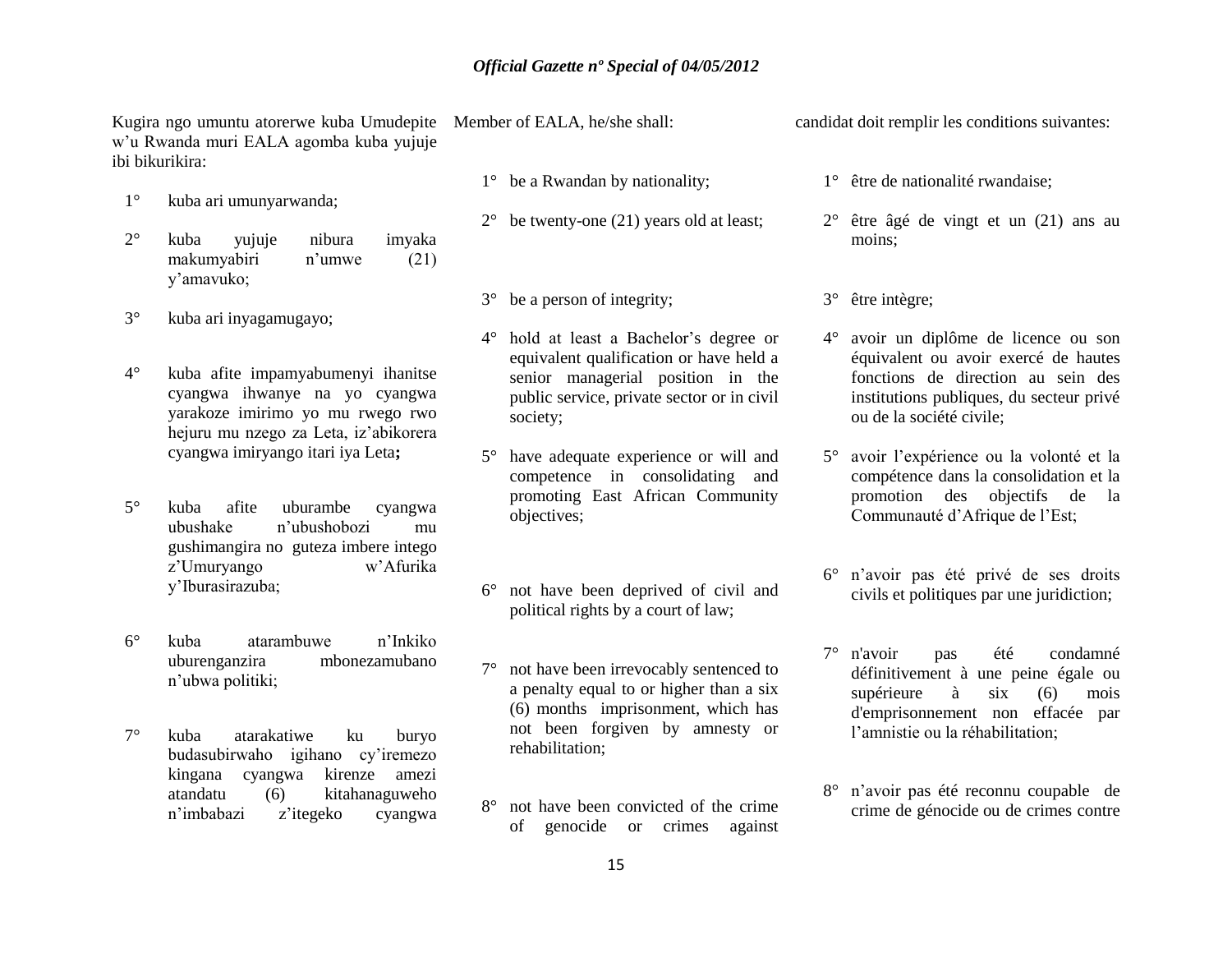Kugira ngo umuntu atorerwe kuba Umudepite w'u Rwanda muri EALA agomba kuba yujuje ibi bikurikira:

1° kuba ari umunyarwanda;

2° kuba yujuje nibura imyaka makumyabiri n'umwe (21) y'amavuko;

3° kuba ari inyagamugayo;

4° kuba afite impamyabumenyi ihanitse cyangwa ihwanye na yo cyangwa yarakoze imirimo yo mu rwego rwo hejuru mu nzego za Leta, iz'abikorera cyangwa imiryango itari iya Leta**;**

5° kuba afite uburambe cyangwa ubushake n'ubushobozi mu gushimangira no guteza imbere intego z'Umuryango w'Afurika y'Iburasirazuba;

6° kuba atarambuwe n'Inkiko uburenganzira mbonezamubano n'ubwa politiki;

7° kuba atarakatiwe ku buryo budasubirwaho igihano cy'iremezo kingana cyangwa kirenze amezi atandatu (6) kitahanaguweho n'imbabazi z'itegeko cyangwa

Member of EALA, he/she shall:

1° be a Rwandan by nationality;

2° be twenty-one (21) years old at least;

3° be a person of integrity;

4° hold at least a Bachelor's degree or equivalent qualification or have held a senior managerial position in the public service, private sector or in civil society;

5° have adequate experience or will and competence in consolidating and promoting East African Community objectives;

6° not have been deprived of civil and political rights by a court of law;

7° not have been irrevocably sentenced to a penalty equal to or higher than a six (6) months imprisonment, which has not been forgiven by amnesty or rehabilitation;

8° not have been convicted of the crime of genocide or crimes against

candidat doit remplir les conditions suivantes:

1° être de nationalité rwandaise;

2° être âgé de vingt et un (21) ans au moins;

3° être intègre;

4° avoir un diplôme de licence ou son équivalent ou avoir exercé de hautes fonctions de direction au sein des institutions publiques, du secteur privé ou de la société civile;

5° avoir l'expérience ou la volonté et la compétence dans la consolidation et la promotion des objectifs de la Communauté d'Afrique de l'Est;

6° n'avoir pas été privé de ses droits civils et politiques par une juridiction;

7° n'avoir pas été condamné définitivement à une peine égale ou supérieure à six (6) mois d'emprisonnement non effacée par l'amnistie ou la réhabilitation;

8° n'avoir pas été reconnu coupable de crime de génocide ou de crimes contre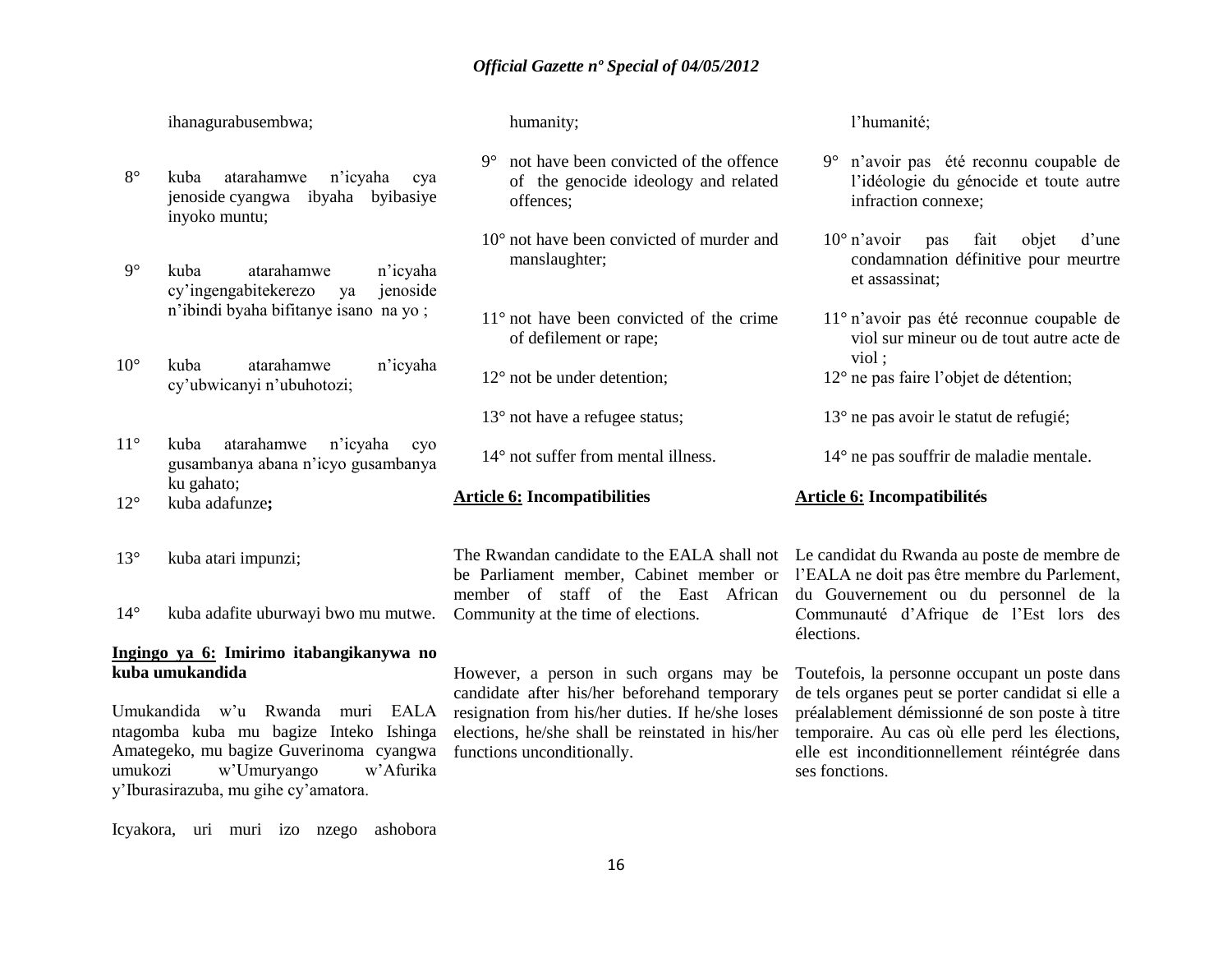ihanagurabusembwa;

8° kuba atarahamwe n'icyaha cya jenoside cyangwa ibyaha byibasiye inyoko muntu;

9° kuba atarahamwe n'icyaha cy'ingengabitekerezo ya jenoside n'ibindi byaha bifitanye isano na yo ;

10° kuba atarahamwe n'icyaha cy'ubwicanyi n'ubuhotozi;

11° kuba atarahamwe n'icyaha cyo gusambanya abana n'icyo gusambanya ku gahato;

12° kuba adafunze**;**

13° kuba atari impunzi;

14° kuba adafite uburwayi bwo mu mutwe.

**Ingingo ya 6: Imirimo itabangikanywa no kuba umukandida**

Umukandida w'u Rwanda muri EALA ntagomba kuba mu bagize Inteko Ishinga Amategeko, mu bagize Guverinoma cyangwa umukozi w'Umuryango w'Afurika y'Iburasirazuba, mu gihe cy'amatora.

Icyakora, uri muri izo nzego ashobora

humanity;

9° not have been convicted of the offence of the genocide ideology and related offences;

10° not have been convicted of murder and manslaughter;

11° not have been convicted of the crime of defilement or rape;

12° not be under detention;

13° not have a refugee status;

14° not suffer from mental illness.

**Article 6: Incompatibilities**

The Rwandan candidate to the EALA shall not be Parliament member, Cabinet member or member of staff of the East African Community at the time of elections.

However, a person in such organs may be candidate after his/her beforehand temporary resignation from his/her duties. If he/she loses elections, he/she shall be reinstated in his/her functions unconditionally.

l'humanité;

9° n'avoir pas été reconnu coupable de l'idéologie du génocide et toute autre infraction connexe;

10° n'avoir pas fait objet d'une condamnation définitive pour meurtre et assassinat;

11° n'avoir pas été reconnue coupable de viol sur mineur ou de tout autre acte de viol ;

12° ne pas faire l'objet de détention;

13° ne pas avoir le statut de refugié;

14° ne pas souffrir de maladie mentale.

**Article 6: Incompatibilités**

Le candidat du Rwanda au poste de membre de l'EALA ne doit pas être membre du Parlement, du Gouvernement ou du personnel de la Communauté d'Afrique de l'Est lors des élections.

Toutefois, la personne occupant un poste dans de tels organes peut se porter candidat si elle a préalablement démissionné de son poste à titre temporaire. Au cas où elle perd les élections, elle est inconditionnellement réintégrée dans ses fonctions.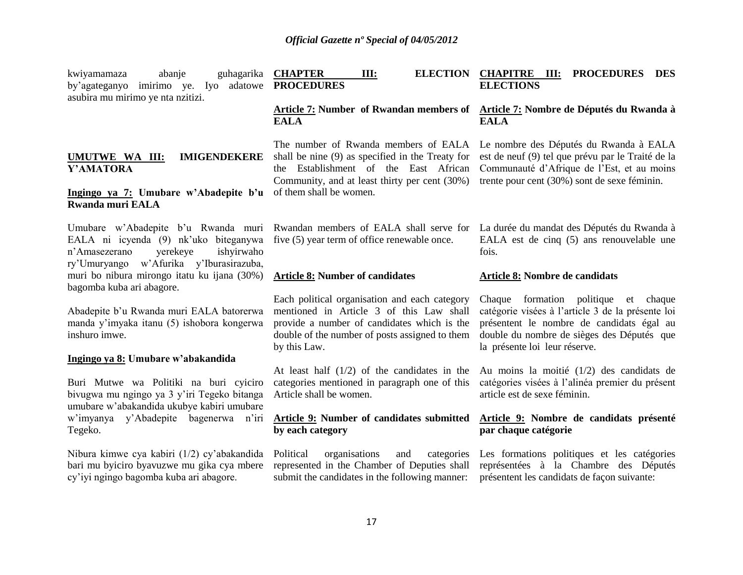kwiyamamaza abanje guhagarika by'agateganyo imirimo ye. Iyo adatowe asubira mu mirimo ye nta nzitizi.

**UMUTWE WA III: IMIGENDEKERE Y'AMATORA**

**Ingingo ya 7: Umubare w'Abadepite b'u Rwanda muri EALA**

Umubare w'Abadepite b'u Rwanda muri EALA ni icyenda (9) nk'uko biteganywa n'Amasezerano yerekeye ishyirwaho ry'Umuryango w'Afurika y'Iburasirazuba, muri bo nibura mirongo itatu ku ijana (30%) bagomba kuba ari abagore.

Abadepite b'u Rwanda muri EALA batorerwa manda y'imyaka itanu (5) ishobora kongerwa inshuro imwe.

**Ingingo ya 8: Umubare w'abakandida**

Buri Mutwe wa Politiki na buri cyiciro bivugwa mu ngingo ya 3 y'iri Tegeko bitanga umubare w'abakandida ukubye kabiri umubare w'imyanya y'Abadepite bagenerwa n'iri Tegeko.

Nibura kimwe cya kabiri (1/2) cy'abakandida bari mu byiciro byavuzwe mu gika cya mbere cy'iyi ngingo bagomba kuba ari abagore.

**CHAPTER III: ELECTION PROCEDURES**

**Article 7: Number of Rwandan members of EALA**

The number of Rwanda members of EALA shall be nine (9) as specified in the Treaty for the Establishment of the East African Community, and at least thirty per cent (30%) of them shall be women.

Rwandan members of EALA shall serve for five (5) year term of office renewable once.

**Article 8: Number of candidates**

Each political organisation and each category mentioned in Article 3 of this Law shall provide a number of candidates which is the double of the number of posts assigned to them by this Law.

At least half (1/2) of the candidates in the categories mentioned in paragraph one of this Article shall be women.

**Article 9: Number of candidates submitted by each category**

Political organisations and categories represented in the Chamber of Deputies shall submit the candidates in the following manner:

**CHAPITRE III: PROCEDURES DES ELECTIONS**

**Article 7: Nombre de Députés du Rwanda à EALA**

Le nombre des Députés du Rwanda à EALA est de neuf (9) tel que prévu par le Traité de la Communauté d'Afrique de l'Est, et au moins trente pour cent (30%) sont de sexe féminin.

La durée du mandat des Députés du Rwanda à EALA est de cinq (5) ans renouvelable une fois.

**Article 8: Nombre de candidats**

Chaque formation politique et chaque catégorie visées à l'article 3 de la présente loi présentent le nombre de candidats égal au double du nombre de sièges des Députés que la présente loi leur réserve.

Au moins la moitié (1/2) des candidats de catégories visées à l'alinéa premier du présent article est de sexe féminin.

**Article 9: Nombre de candidats présenté par chaque catégorie**

Les formations politiques et les catégories représentées à la Chambre des Députés présentent les candidats de façon suivante: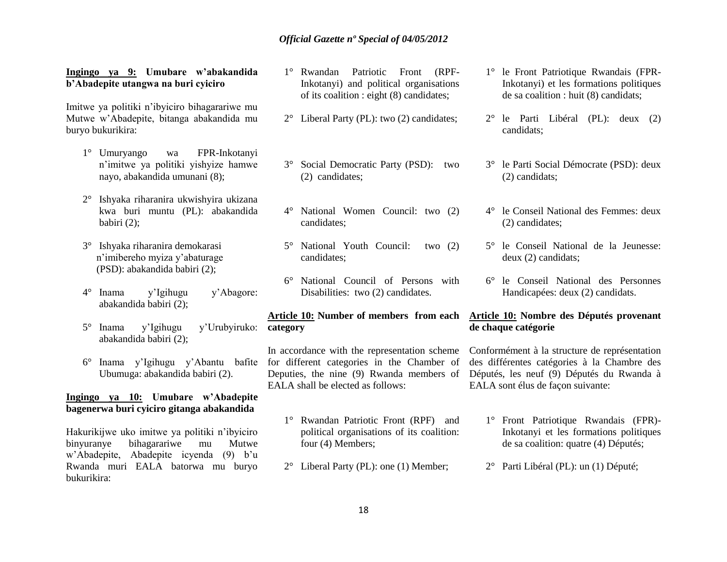**Ingingo ya 9: Umubare w'abakandida b'Abadepite utangwa na buri cyiciro**

Imitwe ya politiki n'ibyiciro bihagarariwe mu Mutwe w'Abadepite, bitanga abakandida mu buryo bukurikira:

1° Umuryango wa FPR-Inkotanyi n'imitwe ya politiki yishyize hamwe nayo, abakandida umunani (8);

2° Ishyaka riharanira ukwishyira ukizana kwa buri muntu (PL): abakandida babiri (2);

3° Ishyaka riharanira demokarasi n'imibereho myiza y'abaturage (PSD): abakandida babiri (2);

4° Inama y'Igihugu y'Abagore: abakandida babiri (2);

5° Inama y'Igihugu y'Urubyiruko: abakandida babiri (2);

6° Inama y'Igihugu y'Abantu bafite Ubumuga: abakandida babiri (2).

**Ingingo ya 10: Umubare w'Abadepite bagenerwa buri cyiciro gitanga abakandida**

Hakurikijwe uko imitwe ya politiki n'ibyiciro binyuranye bihagarariwe mu Mutwe w'Abadepite, Abadepite icyenda (9) b'u Rwanda muri EALA batorwa mu buryo bukurikira:

1° Rwandan Patriotic Front (RPF-Inkotanyi) and political organisations of its coalition : eight (8) candidates;

2° Liberal Party (PL): two (2) candidates;

3° Social Democratic Party (PSD): two (2) candidates;

4° National Women Council: two (2) candidates;

5° National Youth Council: two (2) candidates;

6° National Council of Persons with Disabilities: two (2) candidates.

**Article 10: Number of members from each category**

In accordance with the representation scheme for different categories in the Chamber of Deputies, the nine (9) Rwanda members of EALA shall be elected as follows:

1° Rwandan Patriotic Front (RPF) and political organisations of its coalition: four (4) Members;

2° Liberal Party (PL): one (1) Member;

1° le Front Patriotique Rwandais (FPR-Inkotanyi) et les formations politiques de sa coalition : huit (8) candidats;

2° le Parti Libéral (PL): deux (2) candidats;

3° le Parti Social Démocrate (PSD): deux (2) candidats;

4° le Conseil National des Femmes: deux (2) candidates;

5° le Conseil National de la Jeunesse: deux (2) candidats;

6° le Conseil National des Personnes Handicapées: deux (2) candidats.

**Article 10: Nombre des Députés provenant de chaque catégorie**

Conformément à la structure de représentation des différentes catégories à la Chambre des Députés, les neuf (9) Députés du Rwanda à EALA sont élus de façon suivante:

1° Front Patriotique Rwandais (FPR)-Inkotanyi et les formations politiques de sa coalition: quatre (4) Députés;

2° Parti Libéral (PL): un (1) Député;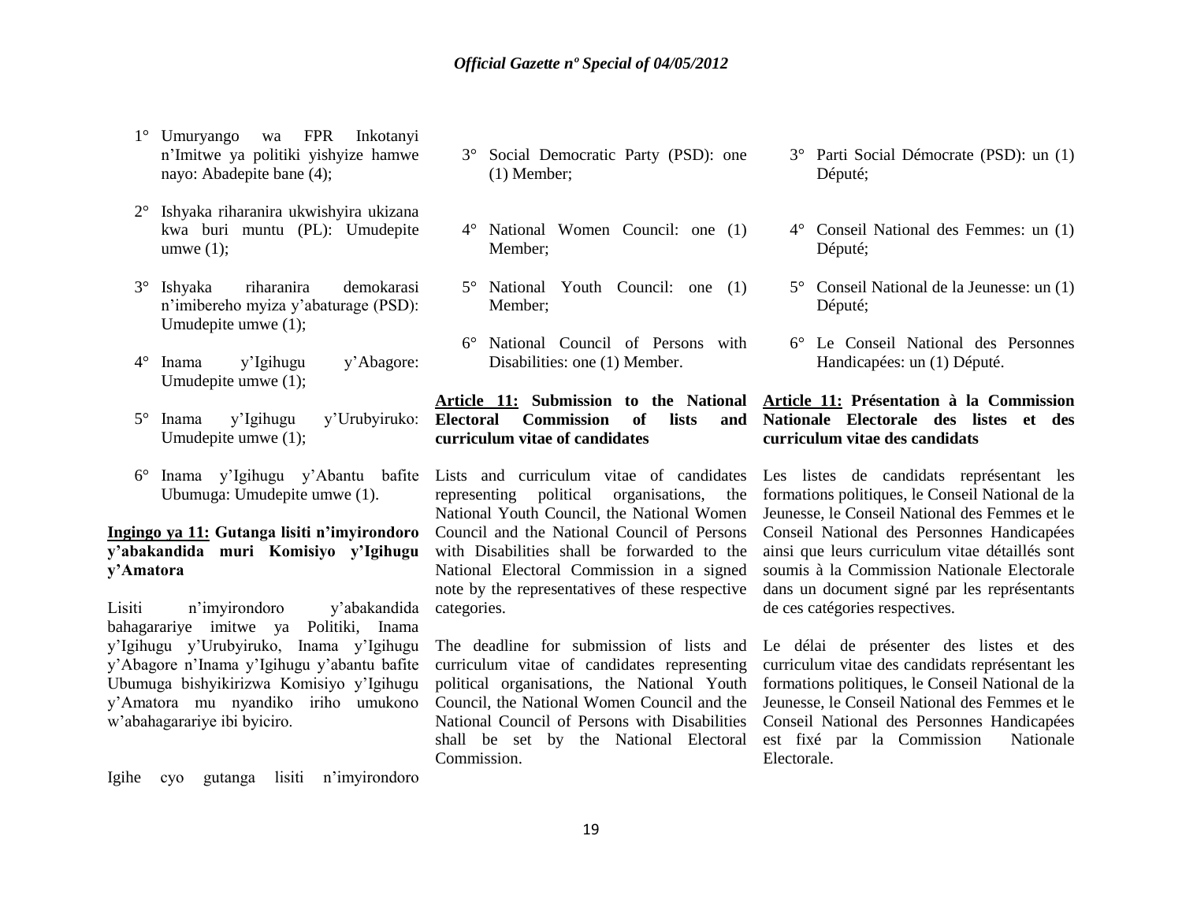1° Umuryango wa FPR Inkotanyi n'Imitwe ya politiki yishyize hamwe nayo: Abadepite bane (4);

2° Ishyaka riharanira ukwishyira ukizana kwa buri muntu (PL): Umudepite umwe (1);

3° Ishyaka riharanira demokarasi n'imibereho myiza y'abaturage (PSD): Umudepite umwe (1);

4° Inama y'Igihugu y'Abagore: Umudepite umwe (1);

5° Inama y'Igihugu y'Urubyiruko: Umudepite umwe (1);

6° Inama y'Igihugu y'Abantu bafite Ubumuga: Umudepite umwe (1).

**Ingingo ya 11: Gutanga lisiti n'imyirondoro y'abakandida muri Komisiyo y'Igihugu y'Amatora**

Lisiti n'imyirondoro y'abakandida bahagarariye imitwe ya Politiki, Inama y'Igihugu y'Urubyiruko, Inama y'Igihugu y'Abagore n'Inama y'Igihugu y'abantu bafite Ubumuga bishyikirizwa Komisiyo y'Igihugu y'Amatora mu nyandiko iriho umukono w'abahagarariye ibi byiciro.

Igihe cyo gutanga lisiti n'imyirondoro

3° Social Democratic Party (PSD): one (1) Member;

4° National Women Council: one (1) Member;

5° National Youth Council: one (1) Member;

6° National Council of Persons with Disabilities: one (1) Member.

**Article 11: Submission to the National Electoral Commission of lists and curriculum vitae of candidates**

Lists and curriculum vitae of candidates representing political organisations, the National Youth Council, the National Women Council and the National Council of Persons with Disabilities shall be forwarded to the National Electoral Commission in a signed note by the representatives of these respective categories.

The deadline for submission of lists and curriculum vitae of candidates representing political organisations, the National Youth Council, the National Women Council and the National Council of Persons with Disabilities shall be set by the National Electoral Commission.

3° Parti Social Démocrate (PSD): un (1) Député;

4° Conseil National des Femmes: un (1) Député;

5° Conseil National de la Jeunesse: un (1) Député;

6° Le Conseil National des Personnes Handicapées: un (1) Député.

**Article 11: Présentation à la Commission Nationale Electorale des listes et des curriculum vitae des candidats**

Les listes de candidats représentant les formations politiques, le Conseil National de la Jeunesse, le Conseil National des Femmes et le Conseil National des Personnes Handicapées ainsi que leurs curriculum vitae détaillés sont soumis à la Commission Nationale Electorale dans un document signé par les représentants de ces catégories respectives.

Le délai de présenter des listes et des curriculum vitae des candidats représentant les formations politiques, le Conseil National de la Jeunesse, le Conseil National des Femmes et le Conseil National des Personnes Handicapées est fixé par la Commission Nationale Electorale.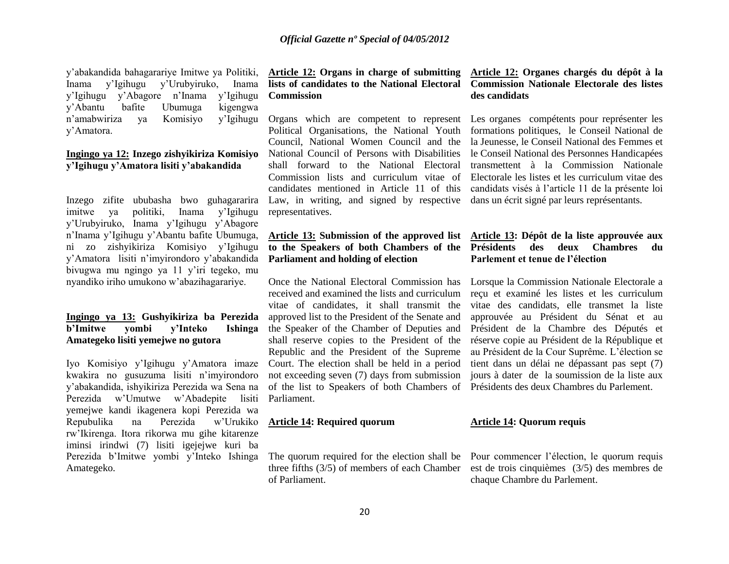y'abakandida bahagarariye Imitwe ya Politiki, Inama y'Igihugu y'Urubyiruko, Inama y'Igihugu y'Abagore n'Inama y'Igihugu y'Abantu bafite Ubumuga kigengwa n'amabwiriza ya Komisiyo y'Igihugu y'Amatora.

**Ingingo ya 12: Inzego zishyikiriza Komisiyo y'Igihugu y'Amatora lisiti y'abakandida**

Inzego zifite ububasha bwo guhagararira imitwe ya politiki, Inama y'Igihugu y'Urubyiruko, Inama y'Igihugu y'Abagore n'Inama y'Igihugu y'Abantu bafite Ubumuga, ni zo zishyikiriza Komisiyo y'Igihugu y'Amatora lisiti n'imyirondoro y'abakandida bivugwa mu ngingo ya 11 y'iri tegeko, mu nyandiko iriho umukono w'abazihagarariye.

**Ingingo ya 13: Gushyikiriza ba Perezida b'Imitwe yombi y'Inteko Ishinga Amategeko lisiti yemejwe no gutora**

Iyo Komisiyo y'Igihugu y'Amatora imaze kwakira no gusuzuma lisiti n'imyirondoro y'abakandida, ishyikiriza Perezida wa Sena na Perezida w'Umutwe w'Abadepite lisiti yemejwe kandi ikagenera kopi Perezida wa Repubulika na Perezida w'Urukiko rw'Ikirenga. Itora rikorwa mu gihe kitarenze iminsi irindwi (7) lisiti igejejwe kuri ba Perezida b'Imitwe yombi y'Inteko Ishinga Amategeko.

**Article 12: Organs in charge of submitting lists of candidates to the National Electoral Commission**

Organs which are competent to represent Political Organisations, the National Youth Council, National Women Council and the National Council of Persons with Disabilities shall forward to the National Electoral Commission lists and curriculum vitae of candidates mentioned in Article 11 of this Law, in writing, and signed by respective representatives.

**Article 13: Submission of the approved list to the Speakers of both Chambers of the Parliament and holding of election**

Once the National Electoral Commission has received and examined the lists and curriculum vitae of candidates, it shall transmit the approved list to the President of the Senate and the Speaker of the Chamber of Deputies and shall reserve copies to the President of the Republic and the President of the Supreme Court. The election shall be held in a period not exceeding seven (7) days from submission of the list to Speakers of both Chambers of Parliament.

**Article 14: Required quorum**

The quorum required for the election shall be three fifths (3/5) of members of each Chamber of Parliament.

**Article 12: Organes chargés du dépôt à la Commission Nationale Electorale des listes des candidats**

Les organes compétents pour représenter les formations politiques, le Conseil National de la Jeunesse, le Conseil National des Femmes et le Conseil National des Personnes Handicapées transmettent à la Commission Nationale Electorale les listes et les curriculum vitae des candidats visés à l'article 11 de la présente loi dans un écrit signé par leurs représentants.

**Article 13: Dépôt de la liste approuvée aux Présidents des deux Chambres du Parlement et tenue de l'élection**

Lorsque la Commission Nationale Electorale a reçu et examiné les listes et les curriculum vitae des candidats, elle transmet la liste approuvée au Président du Sénat et au Président de la Chambre des Députés et réserve copie au Président de la République et au Président de la Cour Suprême. L'élection se tient dans un délai ne dépassant pas sept (7) jours à dater de la soumission de la liste aux Présidents des deux Chambres du Parlement.

**Article 14: Quorum requis**

Pour commencer l'élection, le quorum requis est de trois cinquièmes (3/5) des membres de chaque Chambre du Parlement.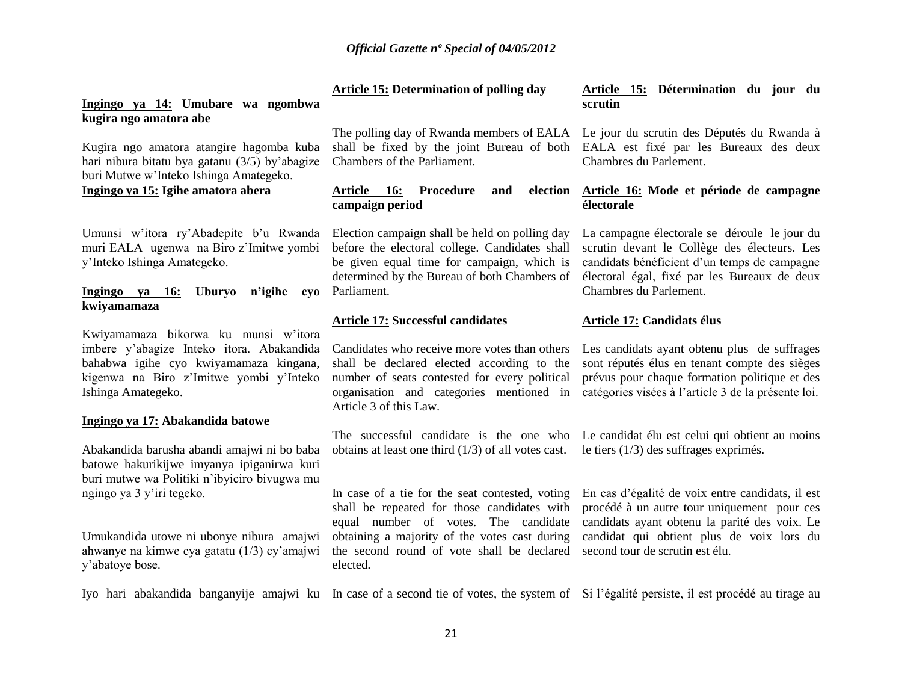**Ingingo ya 14: Umubare wa ngombwa kugira ngo amatora abe**

Kugira ngo amatora atangire hagomba kuba hari nibura bitatu bya gatanu (3/5) by'abagize buri Mutwe w'Inteko Ishinga Amategeko.

**Ingingo ya 15: Igihe amatora abera**

Umunsi w'itora ry'Abadepite b'u Rwanda muri EALA ugenwa na Biro z'Imitwe yombi y'Inteko Ishinga Amategeko.

**Ingingo ya 16: Uburyo n'igihe cyo kwiyamamaza**

Kwiyamamaza bikorwa ku munsi w'itora imbere y'abagize Inteko itora. Abakandida bahabwa igihe cyo kwiyamamaza kingana, kigenwa na Biro z'Imitwe yombi y'Inteko Ishinga Amategeko.

**Ingingo ya 17: Abakandida batowe**

Abakandida barusha abandi amajwi ni bo baba batowe hakurikijwe imyanya ipiganirwa kuri buri mutwe wa Politiki n'ibyiciro bivugwa mu ngingo ya 3 y'iri tegeko.

Umukandida utowe ni ubonye nibura amajwi ahwanye na kimwe cya gatatu (1/3) cy'amajwi y'abatoye bose.

Iyo hari abakandida banganyije amajwi ku

**Article 15: Determination of polling day**

The polling day of Rwanda members of EALA shall be fixed by the joint Bureau of both Chambers of the Parliament.

**Article 16: Procedure and election campaign period**

Election campaign shall be held on polling day before the electoral college. Candidates shall be given equal time for campaign, which is determined by the Bureau of both Chambers of Parliament.

**Article 17: Successful candidates**

Candidates who receive more votes than others shall be declared elected according to the number of seats contested for every political organisation and categories mentioned in Article 3 of this Law.

The successful candidate is the one who obtains at least one third (1/3) of all votes cast.

In case of a tie for the seat contested, voting shall be repeated for those candidates with equal number of votes. The candidate obtaining a majority of the votes cast during the second round of vote shall be declared elected.

In case of a second tie of votes, the system of

**Article 15: Détermination du jour du scrutin**

Le jour du scrutin des Députés du Rwanda à EALA est fixé par les Bureaux des deux Chambres du Parlement.

**Article 16: Mode et période de campagne électorale**

La campagne électorale se déroule le jour du scrutin devant le Collège des électeurs. Les candidats bénéficient d'un temps de campagne électoral égal, fixé par les Bureaux de deux Chambres du Parlement.

**Article 17: Candidats élus**

Les candidats ayant obtenu plus de suffrages sont réputés élus en tenant compte des sièges prévus pour chaque formation politique et des catégories visées à l'article 3 de la présente loi.

Le candidat élu est celui qui obtient au moins le tiers (1/3) des suffrages exprimés.

En cas d'égalité de voix entre candidats, il est procédé à un autre tour uniquement pour ces candidats ayant obtenu la parité des voix. Le candidat qui obtient plus de voix lors du second tour de scrutin est élu.

Si l'égalité persiste, il est procédé au tirage au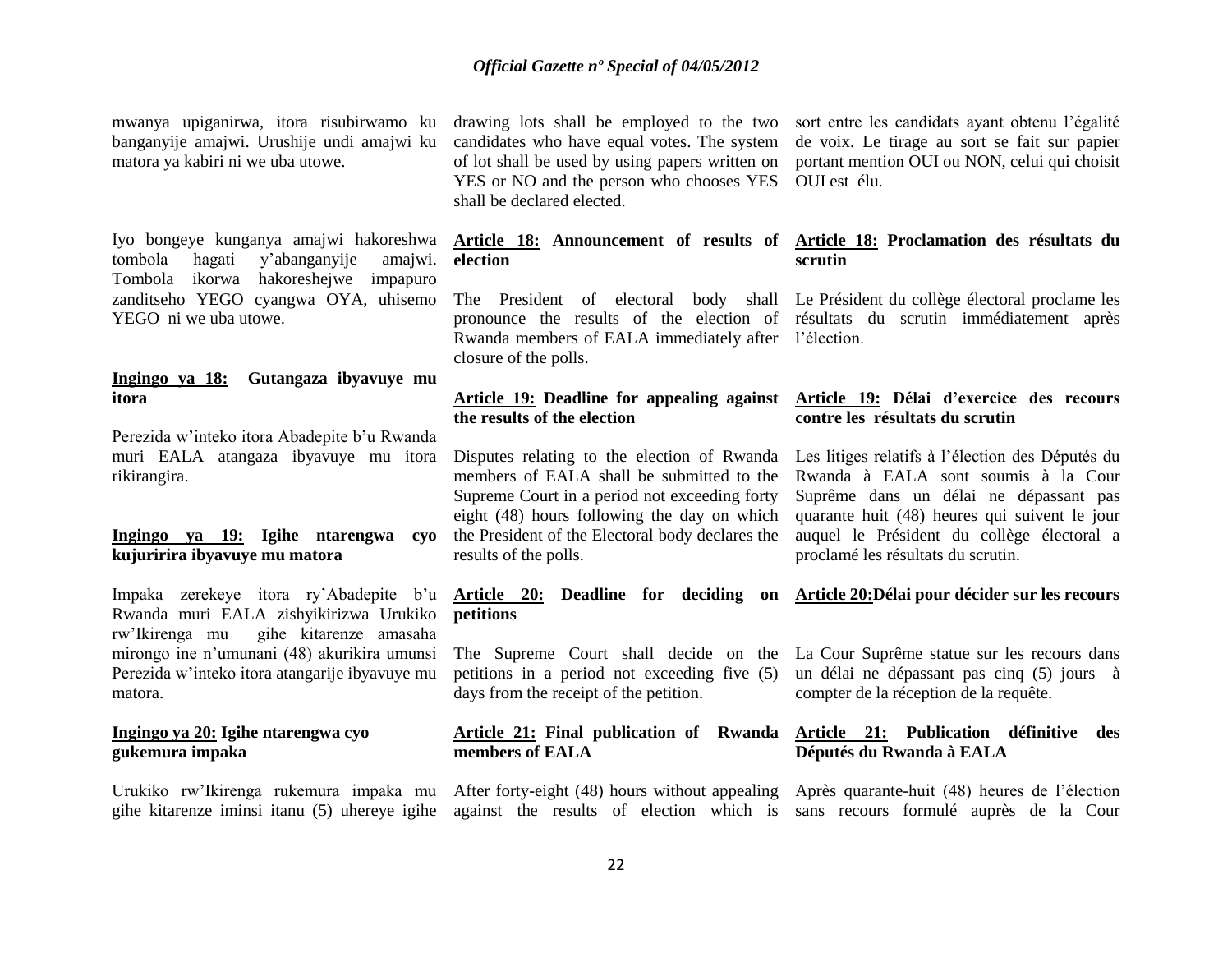mwanya upiganirwa, itora risubirwamo ku banganyije amajwi. Urushije undi amajwi ku matora ya kabiri ni we uba utowe.

Iyo bongeye kunganya amajwi hakoreshwa tombola hagati y'abanganyije amajwi. Tombola ikorwa hakoreshejwe impapuro zanditseho YEGO cyangwa OYA, uhisemo YEGO ni we uba utowe.

**Ingingo ya 18: Gutangaza ibyavuye mu itora**

Perezida w'inteko itora Abadepite b'u Rwanda muri EALA atangaza ibyavuye mu itora rikirangira.

**Ingingo ya 19: Igihe ntarengwa cyo kujuririra ibyavuye mu matora**

Impaka zerekeye itora ry'Abadepite b'u Rwanda muri EALA zishyikirizwa Urukiko rw'Ikirenga mu gihe kitarenze amasaha mirongo ine n'umunani (48) akurikira umunsi Perezida w'inteko itora atangarije ibyavuye mu matora.

**Ingingo ya 20: Igihe ntarengwa cyo gukemura impaka**

Urukiko rw'Ikirenga rukemura impaka mu gihe kitarenze iminsi itanu (5) uhereye igihe

drawing lots shall be employed to the two candidates who have equal votes. The system of lot shall be used by using papers written on YES or NO and the person who chooses YES shall be declared elected.

**Article 18: Announcement of results of election**

The President of electoral body shall pronounce the results of the election of Rwanda members of EALA immediately after closure of the polls.

**Article 19: Deadline for appealing against the results of the election**

Disputes relating to the election of Rwanda members of EALA shall be submitted to the Supreme Court in a period not exceeding forty eight (48) hours following the day on which the President of the Electoral body declares the results of the polls.

**Article 20: Deadline for deciding on petitions**

The Supreme Court shall decide on the petitions in a period not exceeding five (5) days from the receipt of the petition.

**Article 21: Final publication of Rwanda members of EALA**

After forty-eight (48) hours without appealing against the results of election which is

sort entre les candidats ayant obtenu l'égalité de voix. Le tirage au sort se fait sur papier portant mention OUI ou NON, celui qui choisit OUI est élu.

**Article 18: Proclamation des résultats du scrutin**

Le Président du collège électoral proclame les résultats du scrutin immédiatement après l'élection.

**Article 19: Délai d'exercice des recours contre les résultats du scrutin**

Les litiges relatifs à l'élection des Députés du Rwanda à EALA sont soumis à la Cour Suprême dans un délai ne dépassant pas quarante huit (48) heures qui suivent le jour auquel le Président du collège électoral a proclamé les résultats du scrutin.

**Article 20: Délai pour décider sur les recours**

La Cour Suprême statue sur les recours dans un délai ne dépassant pas cinq (5) jours à compter de la réception de la requête.

**Article 21: Publication définitive des Députés du Rwanda à EALA**

Après quarante-huit (48) heures de l'élection sans recours formulé auprès de la Cour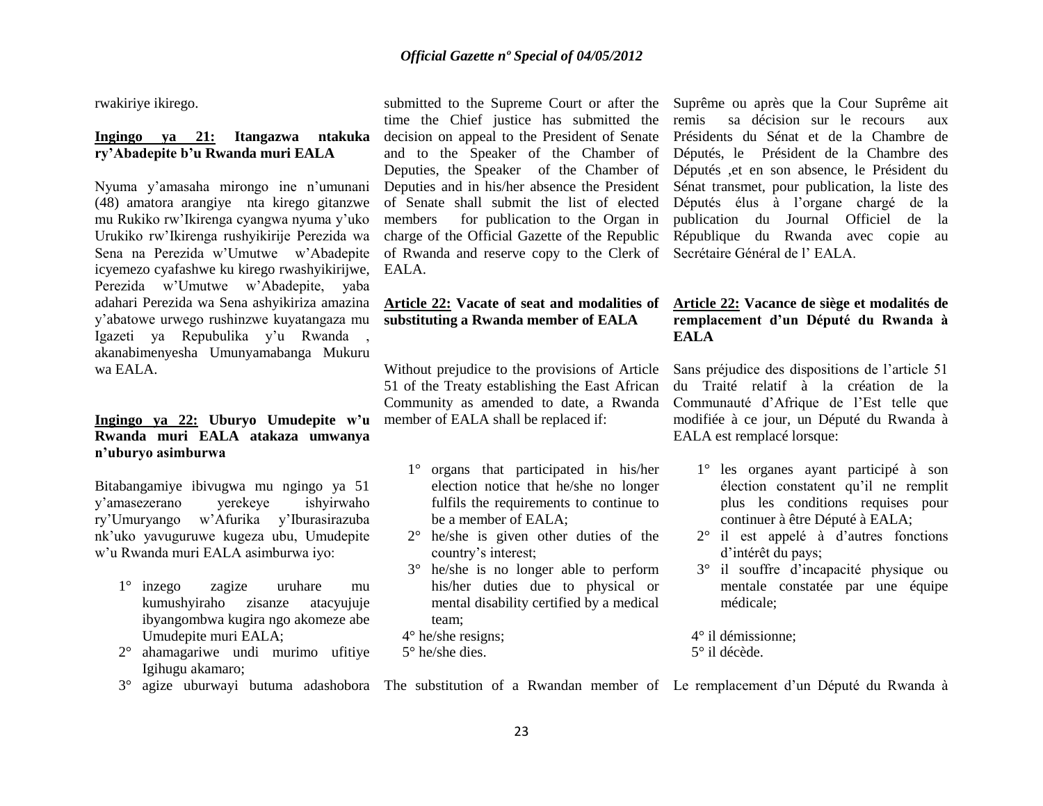rwakiriye ikirego.

**Ingingo ya 21: Itangazwa ntakuka ry'Abadepite b'u Rwanda muri EALA**

Nyuma y'amasaha mirongo ine n'umunani (48) amatora arangiye nta kirego gitanzwe mu Rukiko rw'Ikirenga cyangwa nyuma y'uko Urukiko rw'Ikirenga rushyikirije Perezida wa Sena na Perezida w'Umutwe w'Abadepite icyemezo cyafashwe ku kirego rwashyikirijwe, Perezida w'Umutwe w'Abadepite, yaba adahari Perezida wa Sena ashyikiriza amazina y'abatowe urwego rushinzwe kuyatangaza mu Igazeti ya Repubulika y'u Rwanda , akanabimenyesha Umunyamabanga Mukuru wa EALA.

**Ingingo ya 22: Uburyo Umudepite w'u Rwanda muri EALA atakaza umwanya n'uburyo asimburwa**

Bitabangamiye ibivugwa mu ngingo ya 51 y'amasezerano yerekeye ishyirwaho ry'Umuryango w'Afurika y'Iburasirazuba nk'uko yavuguruwe kugeza ubu, Umudepite w'u Rwanda muri EALA asimburwa iyo:

1° inzego zagize uruhare mu kumushyiraho zisanze atacyujuje ibyangombwa kugira ngo akomeze abe Umudepite muri EALA;
2° ahamagariwe undi murimo ufitiye Igihugu akamaro;
3° agize uburwayi butuma adashobora

submitted to the Supreme Court or after the time the Chief justice has submitted the decision on appeal to the President of Senate and to the Speaker of the Chamber of Deputies, the Speaker of the Chamber of Deputies and in his/her absence the President of Senate shall submit the list of elected members for publication to the Organ in charge of the Official Gazette of the Republic of Rwanda and reserve copy to the Clerk of EALA.

**Article 22: Vacate of seat and modalities of substituting a Rwanda member of EALA**

Without prejudice to the provisions of Article 51 of the Treaty establishing the East African Community as amended to date, a Rwanda member of EALA shall be replaced if:

1° organs that participated in his/her election notice that he/she no longer fulfils the requirements to continue to be a member of EALA;
2° he/she is given other duties of the country's interest;
3° he/she is no longer able to perform his/her duties due to physical or mental disability certified by a medical team;
4° he/she resigns;
5° he/she dies.

The substitution of a Rwandan member of

Suprême ou après que la Cour Suprême ait remis sa décision sur le recours aux Présidents du Sénat et de la Chambre de Députés, le Président de la Chambre des Députés ,et en son absence, le Président du Sénat transmet, pour publication, la liste des Députés élus à l'organe chargé de la publication du Journal Officiel de la République du Rwanda avec copie au Secrétaire Général de l' EALA.

**Article 22: Vacance de siège et modalités de remplacement d'un Député du Rwanda à EALA**

Sans préjudice des dispositions de l'article 51 du Traité relatif à la création de la Communauté d'Afrique de l'Est telle que modifiée à ce jour, un Député du Rwanda à EALA est remplacé lorsque:

1° les organes ayant participé à son élection constatent qu'il ne remplit plus les conditions requises pour continuer à être Député à EALA;
2° il est appelé à d'autres fonctions d'intérêt du pays;
3° il souffre d'incapacité physique ou mentale constatée par une équipe médicale;
4° il démissionne;
5° il décède.

Le remplacement d'un Député du Rwanda à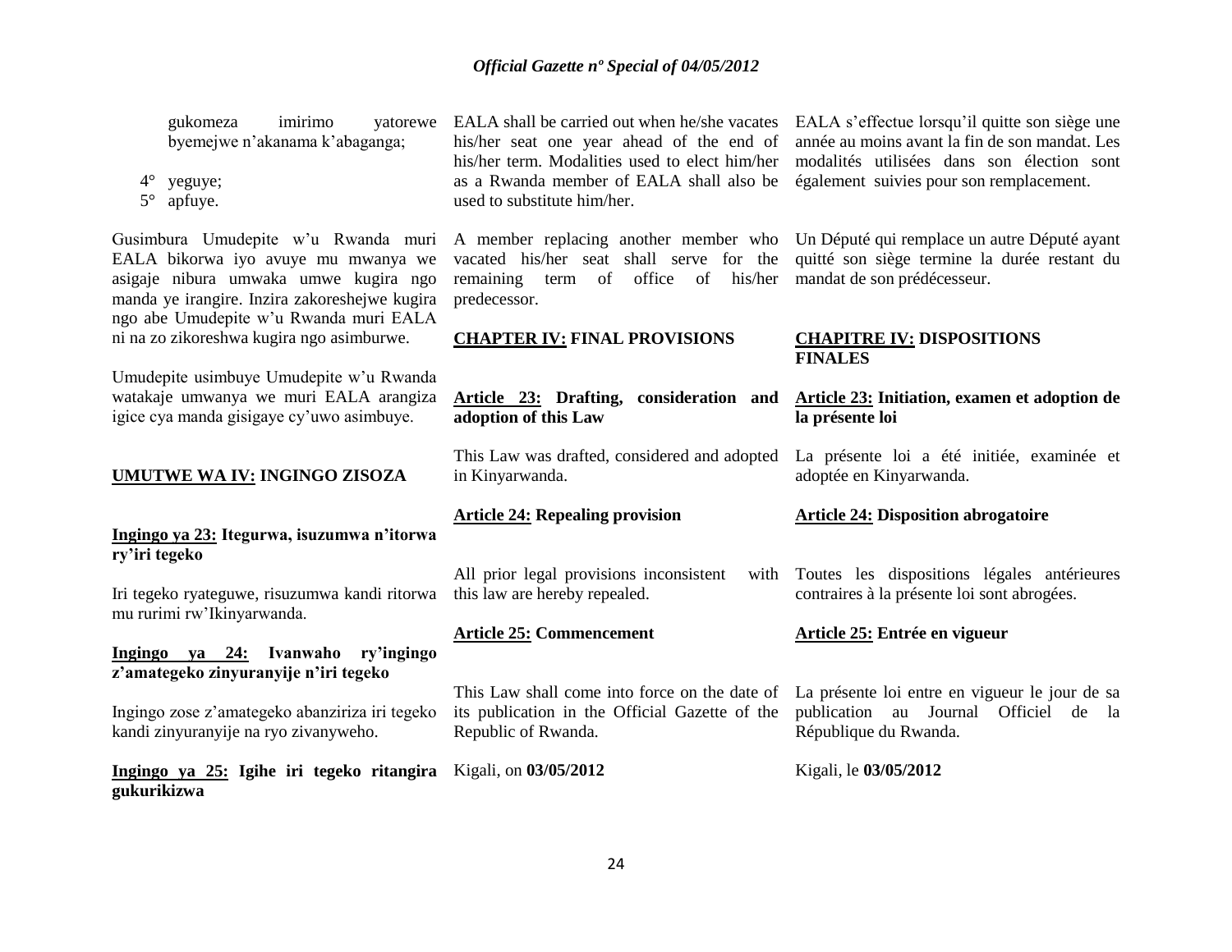gukomeza imirimo yatorewe byemejwe n'akanama k'abaganga;

4° yeguye;
5° apfuye.

Gusimbura Umudepite w'u Rwanda muri EALA bikorwa iyo avuye mu mwanya we asigaje nibura umwaka umwe kugira ngo manda ye irangire. Inzira zakoreshejwe kugira ngo abe Umudepite w'u Rwanda muri EALA ni na zo zikoreshwa kugira ngo asimburwe.

Umudepite usimbuye Umudepite w'u Rwanda watakaje umwanya we muri EALA arangiza igice cya manda gisigaye cy'uwo asimbuye.

**UMUTWE WA IV: INGINGO ZISOZA**

**Ingingo ya 23: Itegurwa, isuzumwa n'itorwa ry'iri tegeko**

Iri tegeko ryateguwe, risuzumwa kandi ritorwa mu rurimi rw'Ikinyarwanda.

**Ingingo ya 24: Ivanwaho ry'ingingo z'amategeko zinyuranyije n'iri tegeko**

Ingingo zose z'amategeko abanziriza iri tegeko kandi zinyuranyije na ryo zivanyweho.

**Ingingo ya 25: Igihe iri tegeko ritangira gukurikizwa**

EALA shall be carried out when he/she vacates his/her seat one year ahead of the end of his/her term. Modalities used to elect him/her as a Rwanda member of EALA shall also be used to substitute him/her.

A member replacing another member who vacated his/her seat shall serve for the remaining term of office of his/her predecessor.

**CHAPTER IV: FINAL PROVISIONS**

**Article 23: Drafting, consideration and adoption of this Law**

This Law was drafted, considered and adopted in Kinyarwanda.

**Article 24: Repealing provision**

All prior legal provisions inconsistent with this law are hereby repealed.

**Article 25: Commencement**

This Law shall come into force on the date of its publication in the Official Gazette of the Republic of Rwanda.

Kigali, on **03/05/2012**

EALA s'effectue lorsqu'il quitte son siège une année au moins avant la fin de son mandat. Les modalités utilisées dans son élection sont également suivies pour son remplacement.

Un Député qui remplace un autre Député ayant quitté son siège termine la durée restant du mandat de son prédécesseur.

**CHAPITRE IV: DISPOSITIONS FINALES**

**Article 23: Initiation, examen et adoption de la présente loi**

La présente loi a été initiée, examinée et adoptée en Kinyarwanda.

**Article 24: Disposition abrogatoire**

Toutes les dispositions légales antérieures contraires à la présente loi sont abrogées.

**Article 25: Entrée en vigueur**

La présente loi entre en vigueur le jour de sa publication au Journal Officiel de la République du Rwanda.

Kigali, le **03/05/2012**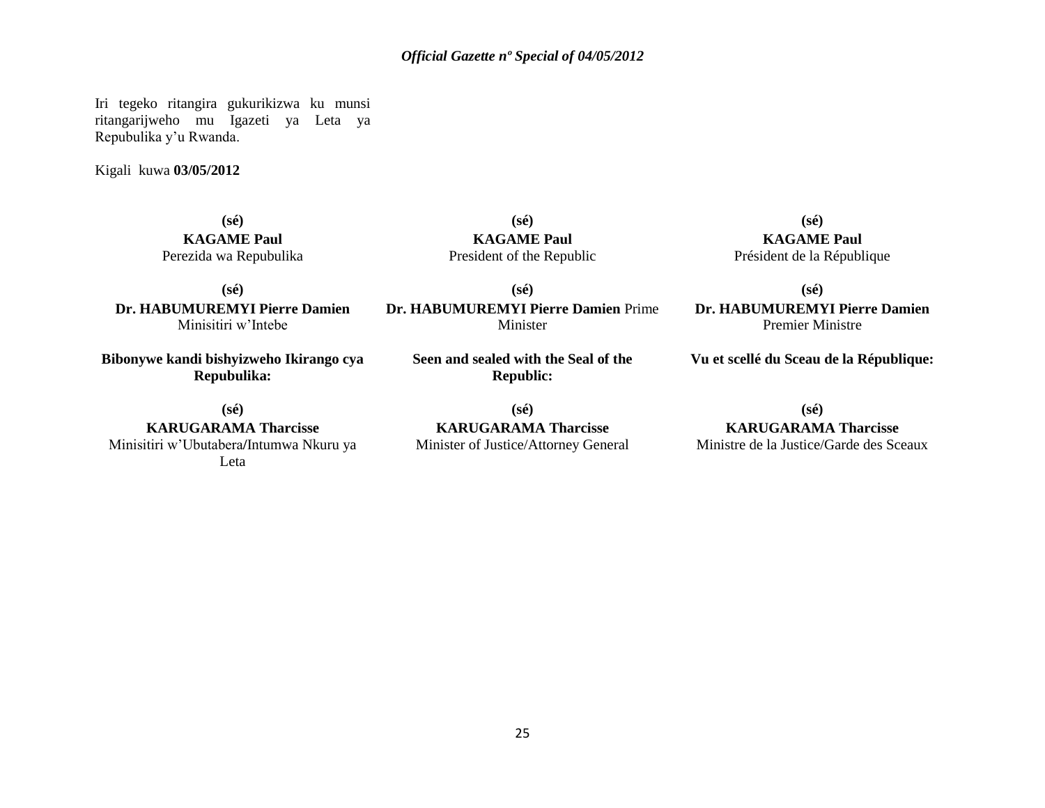Iri tegeko ritangira gukurikizwa ku munsi ritangarijweho mu Igazeti ya Leta ya Repubulika y'u Rwanda.

Kigali kuwa **03/05/2012**

**(sé)**
**KAGAME Paul**
Perezida wa Repubulika

**(sé)**
**Dr. HABUMUREMYI Pierre Damien**
Minisitiri w'Intebe

**Bibonywe kandi bishyizweho Ikirango cya Repubulika:**

**(sé)**
**KARUGARAMA Tharcisse**
Minisitiri w'Ubutabera/Intumwa Nkuru ya Leta

**(sé)**
**KAGAME Paul**
President of the Republic

**(sé)**
**Dr. HABUMUREMYI Pierre Damien** Prime Minister

**Seen and sealed with the Seal of the Republic:**

**(sé)**
**KARUGARAMA Tharcisse**
Minister of Justice/Attorney General

**(sé)**
**KAGAME Paul**
Président de la République

**(sé)**
**Dr. HABUMUREMYI Pierre Damien**
Premier Ministre

**Vu et scellé du Sceau de la République:**

**(sé)**
**KARUGARAMA Tharcisse**
Ministre de la Justice/Garde des Sceaux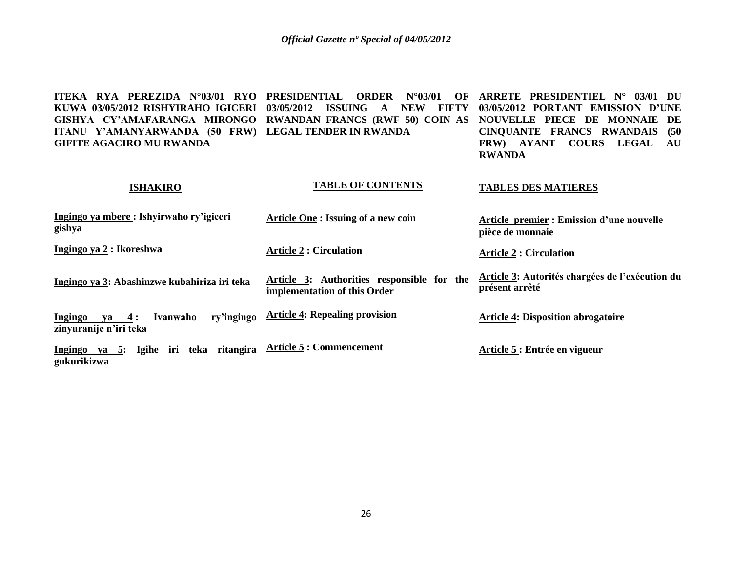**ITEKA RYA PEREZIDA N°03/01 RYO KUWA 03/05/2012 RISHYIRAHO IGICERI GISHYA CY'AMAFARANGA MIRONGO ITANU Y'AMANYARWANDA (50 FRW) GIFITE AGACIRO MU RWANDA**

**ISHAKIRO**

**Ingingo ya mbere : Ishyirwaho ry'igiceri gishya**

**Ingingo ya 2 : Ikoreshwa**

**Ingingo ya 3: Abashinzwe kubahiriza iri teka**

**Ingingo ya 4 : Ivanwaho ry'ingingo zinyuranije n'iri teka**

**Ingingo ya 5: Igihe iri teka ritangira gukurikizwa**

**PRESIDENTIAL ORDER N°03/01 OF 03/05/2012 ISSUING A NEW FIFTY RWANDAN FRANCS (RWF 50) COIN AS LEGAL TENDER IN RWANDA**

**TABLE OF CONTENTS**

**Article One : Issuing of a new coin**

**Article 2 : Circulation**

**Article 3: Authorities responsible for the implementation of this Order**

**Article 4: Repealing provision**

**Article 5 : Commencement**

**ARRETE PRESIDENTIEL N° 03/01 DU 03/05/2012 PORTANT EMISSION D'UNE NOUVELLE PIECE DE MONNAIE DE CINQUANTE FRANCS RWANDAIS (50 FRW) AYANT COURS LEGAL AU RWANDA**

**TABLES DES MATIERES**

**Article premier : Emission d'une nouvelle pièce de monnaie**

**Article 2 : Circulation**

**Article 3: Autorités chargées de l'exécution du présent arrêté**

**Article 4: Disposition abrogatoire**

**Article 5 : Entrée en vigueur**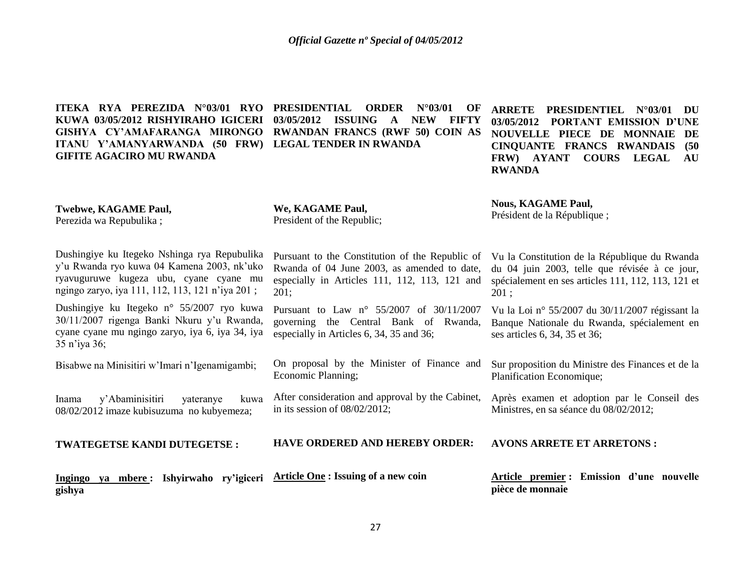**ITEKA RYA PEREZIDA N°03/01 RYO KUWA 03/05/2012 RISHYIRAHO IGICERI GISHYA CY'AMAFARANGA MIRONGO ITANU Y'AMANYARWANDA (50 FRW) GIFITE AGACIRO MU RWANDA**

**Twebwe, KAGAME Paul,**
Perezida wa Repubulika ;

Dushingiye ku Itegeko Nshinga rya Repubulika y'u Rwanda ryo kuwa 04 Kamena 2003, nk'uko ryavuguruwe kugeza ubu, cyane cyane mu ngingo zaryo, iya 111, 112, 113, 121 n'iya 201 ;

Dushingiye ku Itegeko n° 55/2007 ryo kuwa 30/11/2007 rigenga Banki Nkuru y'u Rwanda, cyane cyane mu ngingo zaryo, iya 6, iya 34, iya 35 n'iya 36;

Bisabwe na Minisitiri w'Imari n'Igenamigambi;

Inama y'Abaminisitiri yateranye kuwa 08/02/2012 imaze kubisuzuma no kubyemeza;

**TWATEGETSE KANDI DUTEGETSE :**

**Ingingo ya mbere : Ishyirwaho ry'igiceri gishya**

**PRESIDENTIAL ORDER N°03/01 OF 03/05/2012 ISSUING A NEW FIFTY RWANDAN FRANCS (RWF 50) COIN AS LEGAL TENDER IN RWANDA**

**We, KAGAME Paul,**
President of the Republic;

Pursuant to the Constitution of the Republic of Rwanda of 04 June 2003, as amended to date, especially in Articles 111, 112, 113, 121 and 201;

Pursuant to Law n° 55/2007 of 30/11/2007 governing the Central Bank of Rwanda, especially in Articles 6, 34, 35 and 36;

On proposal by the Minister of Finance and Economic Planning;

After consideration and approval by the Cabinet, in its session of 08/02/2012;

**HAVE ORDERED AND HEREBY ORDER:**

**Article One : Issuing of a new coin**

**ARRETE PRESIDENTIEL N°03/01 DU 03/05/2012 PORTANT EMISSION D'UNE NOUVELLE PIECE DE MONNAIE DE CINQUANTE FRANCS RWANDAIS (50 FRW) AYANT COURS LEGAL AU RWANDA**

**Nous, KAGAME Paul,**
Président de la République ;

Vu la Constitution de la République du Rwanda du 04 juin 2003, telle que révisée à ce jour, spécialement en ses articles 111, 112, 113, 121 et 201 ;

Vu la Loi n° 55/2007 du 30/11/2007 régissant la Banque Nationale du Rwanda, spécialement en ses articles 6, 34, 35 et 36;

Sur proposition du Ministre des Finances et de la Planification Economique;

Après examen et adoption par le Conseil des Ministres, en sa séance du 08/02/2012;

**AVONS ARRETE ET ARRETONS :**

**Article premier : Emission d'une nouvelle pièce de monnaie**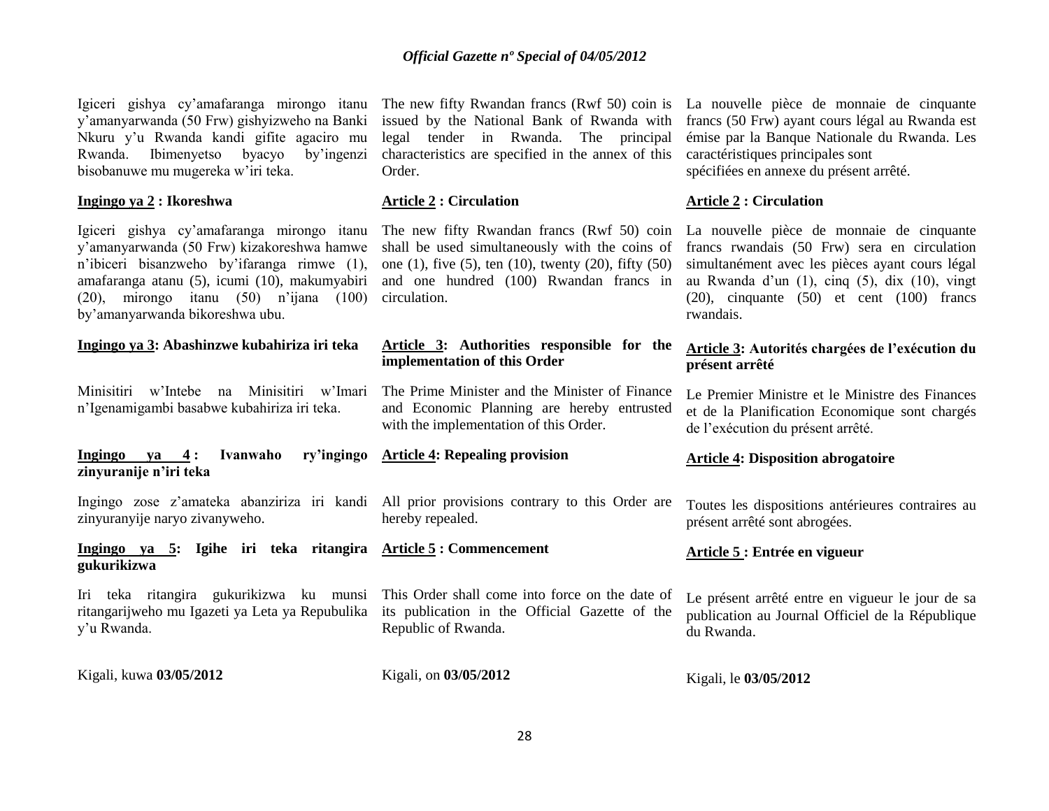Igiceri gishya cy'amafaranga mirongo itanu y'amanyarwanda (50 Frw) gishyizweho na Banki Nkuru y'u Rwanda kandi gifite agaciro mu Rwanda. Ibimenyetso byacyo by'ingenzi bisobanuwe mu mugereka w'iri teka.

**Ingingo ya 2 : Ikoreshwa**

Igiceri gishya cy'amafaranga mirongo itanu y'amanyarwanda (50 Frw) kizakoreshwa hamwe n'ibiceri bisanzweho by'ifaranga rimwe (1), amafaranga atanu (5), icumi (10), makumyabiri (20), mirongo itanu (50) n'ijana (100) by'amanyarwanda bikoreshwa ubu.

**Ingingo ya 3: Abashinzwe kubahiriza iri teka**

Minisitiri w'Intebe na Minisitiri w'Imari n'Igenamigambi basabwe kubahiriza iri teka.

**Ingingo ya 4 : Ivanwaho ry'ingingo zinyuranije n'iri teka**

Ingingo zose z'amateka abanziriza iri kandi zinyuranyije naryo zivanyweho.

**Ingingo ya 5: Igihe iri teka ritangira gukurikizwa**

Iri teka ritangira gukurikizwa ku munsi ritangarijweho mu Igazeti ya Leta ya Repubulika y'u Rwanda.

Kigali, kuwa **03/05/2012**

The new fifty Rwandan francs (Rwf 50) coin is issued by the National Bank of Rwanda with legal tender in Rwanda. The principal characteristics are specified in the annex of this Order.

**Article 2 : Circulation**

The new fifty Rwandan francs (Rwf 50) coin shall be used simultaneously with the coins of one (1), five (5), ten (10), twenty (20), fifty (50) and one hundred (100) Rwandan francs in circulation.

**Article 3: Authorities responsible for the implementation of this Order**

The Prime Minister and the Minister of Finance and Economic Planning are hereby entrusted with the implementation of this Order.

**Article 4: Repealing provision**

All prior provisions contrary to this Order are hereby repealed.

**Article 5 : Commencement**

This Order shall come into force on the date of its publication in the Official Gazette of the Republic of Rwanda.

Kigali, on **03/05/2012**

La nouvelle pièce de monnaie de cinquante francs (50 Frw) ayant cours légal au Rwanda est émise par la Banque Nationale du Rwanda. Les caractéristiques principales sont spécifiées en annexe du présent arrêté.

**Article 2 : Circulation**

La nouvelle pièce de monnaie de cinquante francs rwandais (50 Frw) sera en circulation simultanément avec les pièces ayant cours légal au Rwanda d'un (1), cinq (5), dix (10), vingt (20), cinquante (50) et cent (100) francs rwandais.

**Article 3: Autorités chargées de l'exécution du présent arrêté**

Le Premier Ministre et le Ministre des Finances et de la Planification Economique sont chargés de l'exécution du présent arrêté.

**Article 4: Disposition abrogatoire**

Toutes les dispositions antérieures contraires au présent arrêté sont abrogées.

**Article 5 : Entrée en vigueur**

Le présent arrêté entre en vigueur le jour de sa publication au Journal Officiel de la République du Rwanda.

Kigali, le **03/05/2012**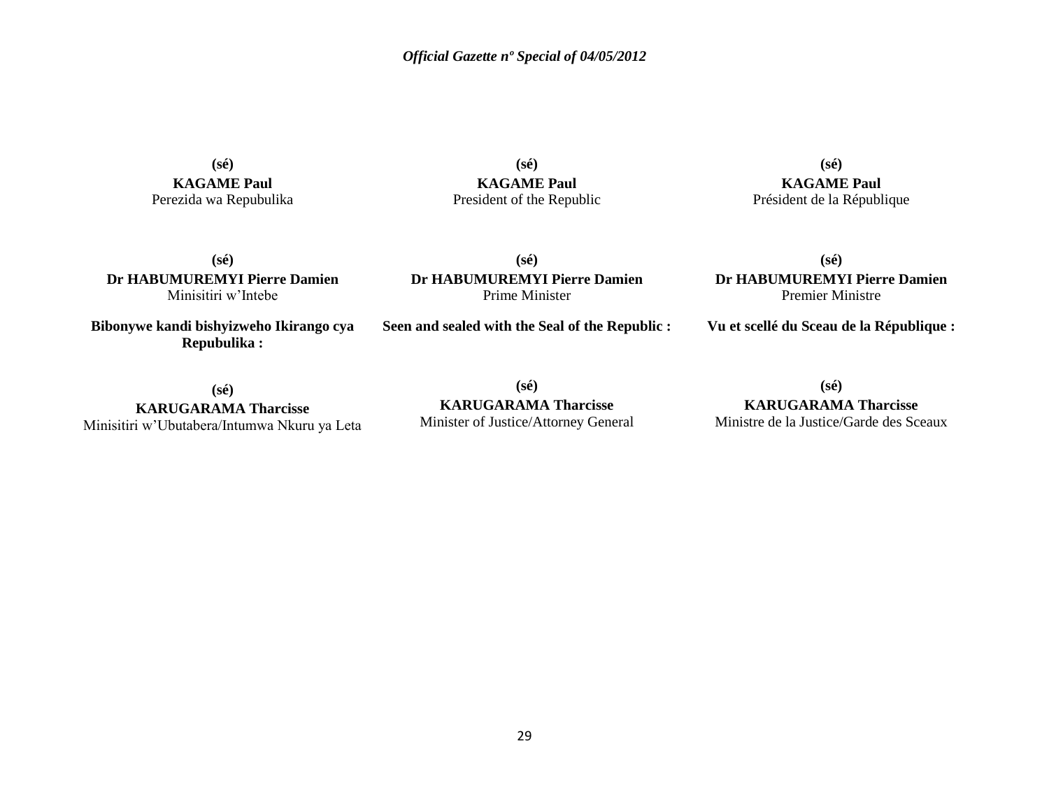**(sé)**
**KAGAME Paul**
Perezida wa Repubulika

**(sé)**
**KAGAME Paul**
President of the Republic

**(sé)**
**KAGAME Paul**
Président de la République

**(sé)**
**Dr HABUMUREMYI Pierre Damien**
Minisitiri w'Intebe

**(sé)**
**Dr HABUMUREMYI Pierre Damien**
Prime Minister

**(sé)**
**Dr HABUMUREMYI Pierre Damien**
Premier Ministre

**Bibonywe kandi bishyizweho Ikirango cya Repubulika :**

**(sé)**
**KARUGARAMA Tharcisse**
Minisitiri w'Ubutabera/Intumwa Nkuru ya Leta

**Seen and sealed with the Seal of the Republic :**

**(sé)**
**KARUGARAMA Tharcisse**
Minister of Justice/Attorney General

**Vu et scellé du Sceau de la République :**

**(sé)**
**KARUGARAMA Tharcisse**
Ministre de la Justice/Garde des Sceaux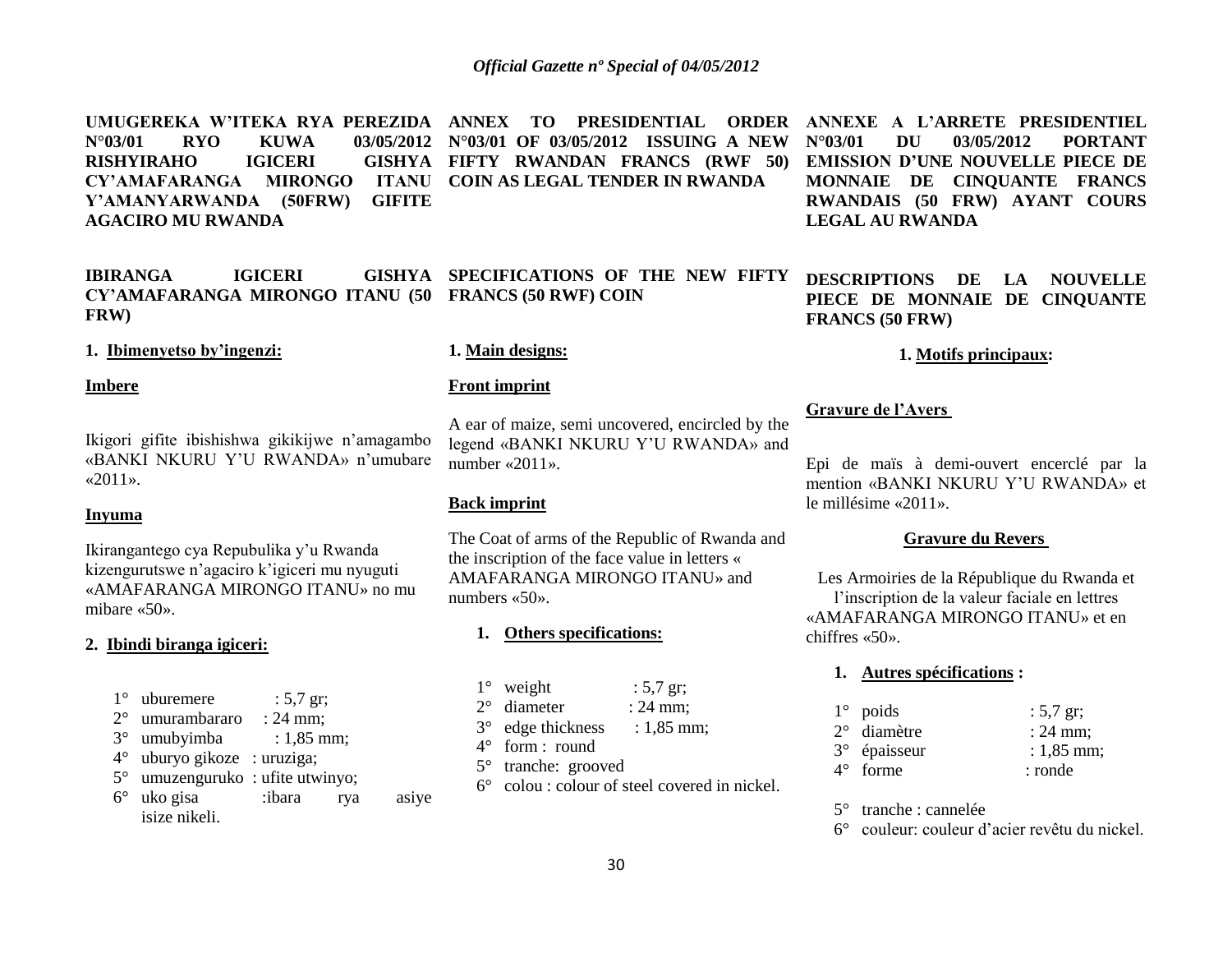**UMUGEREKA W'ITEKA RYA PEREZIDA N°03/01 RYO KUWA 03/05/2012 RISHYIRAHO IGICERI GISHYA CY'AMAFARANGA MIRONGO ITANU Y'AMANYARWANDA (50FRW) GIFITE AGACIRO MU RWANDA**

**IBIRANGA IGICERI GISHYA CY'AMAFARANGA MIRONGO ITANU (50 FRW)**

**1. Ibimenyetso by'ingenzi:**

**Imbere**

Ikigori gifite ibishishwa gikikijwe n'amagambo «BANKI NKURU Y'U RWANDA» n'umubare «2011».

**Inyuma**

Ikirangantego cya Repubulika y'u Rwanda kizengurutswe n'agaciro k'igiceri mu nyuguti «AMAFARANGA MIRONGO ITANU» no mu mibare «50».

**2. Ibindi biranga igiceri:**

1° uburemere : 5,7 gr;
2° umurambararo : 24 mm;
3° umubyimba : 1,85 mm;
4° uburyo gikoze : uruziga;
5° umuzenguruko : ufite utwinyo;
6° uko gisa :ibara rya asiye isize nikeli.

**ANNEX TO PRESIDENTIAL ORDER N°03/01 OF 03/05/2012 ISSUING A NEW FIFTY RWANDAN FRANCS (RWF 50) COIN AS LEGAL TENDER IN RWANDA**

**SPECIFICATIONS OF THE NEW FIFTY FRANCS (50 RWF) COIN**

**1. Main designs:**

**Front imprint**

A ear of maize, semi uncovered, encircled by the legend «BANKI NKURU Y'U RWANDA» and number «2011».

**Back imprint**

The Coat of arms of the Republic of Rwanda and the inscription of the face value in letters « AMAFARANGA MIRONGO ITANU» and numbers «50».

**1. Others specifications:**

1° weight : 5,7 gr;
2° diameter : 24 mm;
3° edge thickness : 1,85 mm;
4° form : round
5° tranche: grooved
6° colou : colour of steel covered in nickel.

**ANNEXE A L'ARRETE PRESIDENTIEL N°03/01 DU 03/05/2012 PORTANT EMISSION D'UNE NOUVELLE PIECE DE MONNAIE DE CINQUANTE FRANCS RWANDAIS (50 FRW) AYANT COURS LEGAL AU RWANDA**

**DESCRIPTIONS DE LA NOUVELLE PIECE DE MONNAIE DE CINQUANTE FRANCS (50 FRW)**

**1. Motifs principaux:**

**Gravure de l'Avers**

Epi de maïs à demi-ouvert encerclé par la mention «BANKI NKURU Y'U RWANDA» et le millésime «2011».

**Gravure du Revers**

Les Armoiries de la République du Rwanda et l'inscription de la valeur faciale en lettres «AMAFARANGA MIRONGO ITANU» et en chiffres «50».

**1. Autres spécifications :**

1° poids : 5,7 gr;
2° diamètre : 24 mm;
3° épaisseur : 1,85 mm;
4° forme : ronde
5° tranche : cannelée
6° couleur: couleur d'acier revêtu du nickel.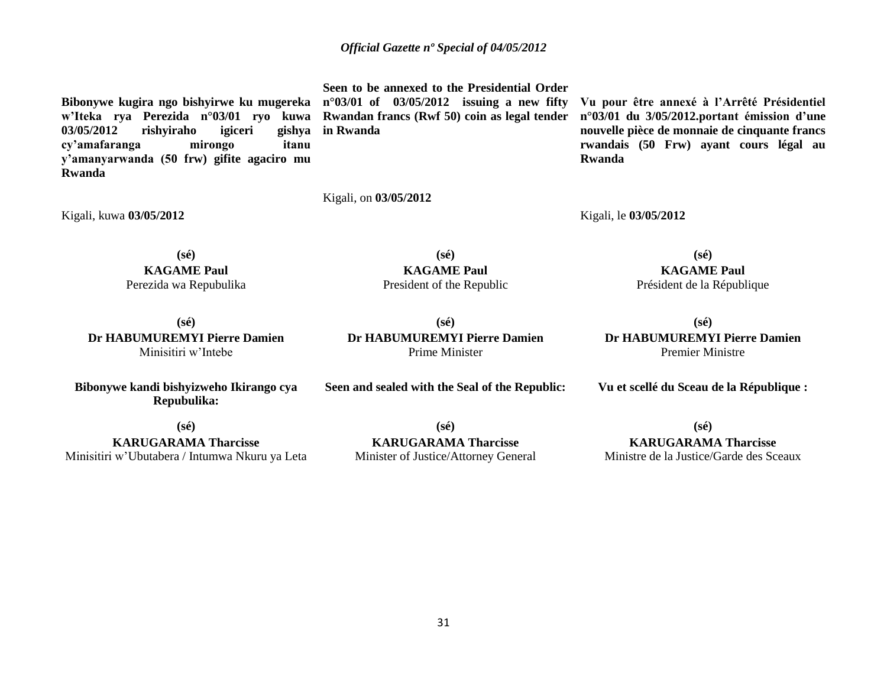**Bibonywe kugira ngo bishyirwe ku mugereka w'Iteka rya Perezida n°03/01 ryo kuwa 03/05/2012 rishyiraho igiceri gishya cy'amafaranga mirongo itanu y'amanyarwanda (50 frw) gifite agaciro mu Rwanda**

Kigali, kuwa **03/05/2012**

**(sé)**
**KAGAME Paul**
Perezida wa Repubulika

**(sé)**
**Dr HABUMUREMYI Pierre Damien**
Minisitiri w'Intebe

**Bibonywe kandi bishyizweho Ikirango cya Repubulika:**

**(sé)**
**KARUGARAMA Tharcisse**
Minisitiri w'Ubutabera / Intumwa Nkuru ya Leta

**Seen to be annexed to the Presidential Order n°03/01 of 03/05/2012 issuing a new fifty Rwandan francs (Rwf 50) coin as legal tender in Rwanda**

Kigali, on **03/05/2012**

**(sé)**
**KAGAME Paul**
President of the Republic

**(sé)**
**Dr HABUMUREMYI Pierre Damien**
Prime Minister

**Seen and sealed with the Seal of the Republic:**

**(sé)**
**KARUGARAMA Tharcisse**
Minister of Justice/Attorney General

**Vu pour être annexé à l'Arrêté Présidentiel n°03/01 du 3/05/2012.portant émission d'une nouvelle pièce de monnaie de cinquante francs rwandais (50 Frw) ayant cours légal au Rwanda**

Kigali, le **03/05/2012**

**(sé)**
**KAGAME Paul**
Président de la République

**(sé)**
**Dr HABUMUREMYI Pierre Damien**
Premier Ministre

**Vu et scellé du Sceau de la République :**

**(sé)**
**KARUGARAMA Tharcisse**
Ministre de la Justice/Garde des Sceaux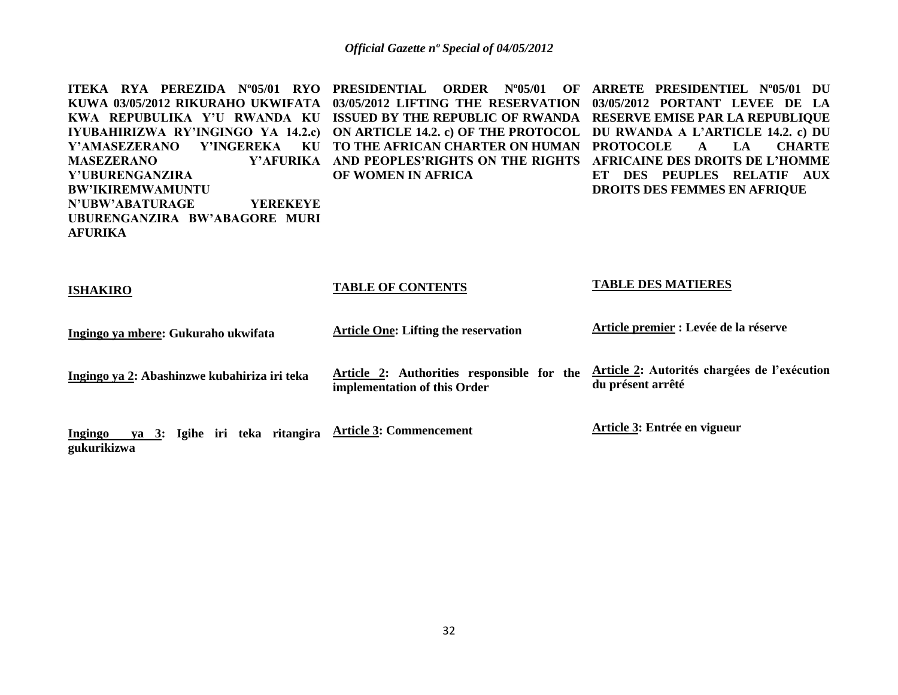**ITEKA RYA PEREZIDA Nº05/01 RYO KUWA 03/05/2012 RIKURAHO UKWIFATA KWA REPUBULIKA Y'U RWANDA KU IYUBAHIRIZWA RY'INGINGO YA 14.2.c) Y'AMASEZERANO Y'INGEREKA KU MASEZERANO Y'AFURIKA Y'UBURENGANZIRA BW'IKIREMWAMUNTU N'UBW'ABATURAGE YEREKEYE UBURENGANZIRA BW'ABAGORE MURI AFURIKA**

**ISHAKIRO**

**Ingingo ya mbere: Gukuraho ukwifata**

**Ingingo ya 2: Abashinzwe kubahiriza iri teka**

**Ingingo ya 3: Igihe iri teka ritangira gukurikizwa**

**PRESIDENTIAL ORDER Nº05/01 OF 03/05/2012 LIFTING THE RESERVATION ISSUED BY THE REPUBLIC OF RWANDA ON ARTICLE 14.2. c) OF THE PROTOCOL TO THE AFRICAN CHARTER ON HUMAN AND PEOPLES'RIGHTS ON THE RIGHTS OF WOMEN IN AFRICA**

**TABLE OF CONTENTS**

**Article One: Lifting the reservation**

**Article 2: Authorities responsible for the implementation of this Order**

**Article 3: Commencement**

**ARRETE PRESIDENTIEL Nº05/01 DU 03/05/2012 PORTANT LEVEE DE LA RESERVE EMISE PAR LA REPUBLIQUE DU RWANDA A L'ARTICLE 14.2. c) DU PROTOCOLE A LA CHARTE AFRICAINE DES DROITS DE L'HOMME ET DES PEUPLES RELATIF AUX DROITS DES FEMMES EN AFRIQUE**

**TABLE DES MATIERES**

**Article premier : Levée de la réserve**

**Article 2: Autorités chargées de l'exécution du présent arrêté**

**Article 3: Entrée en vigueur**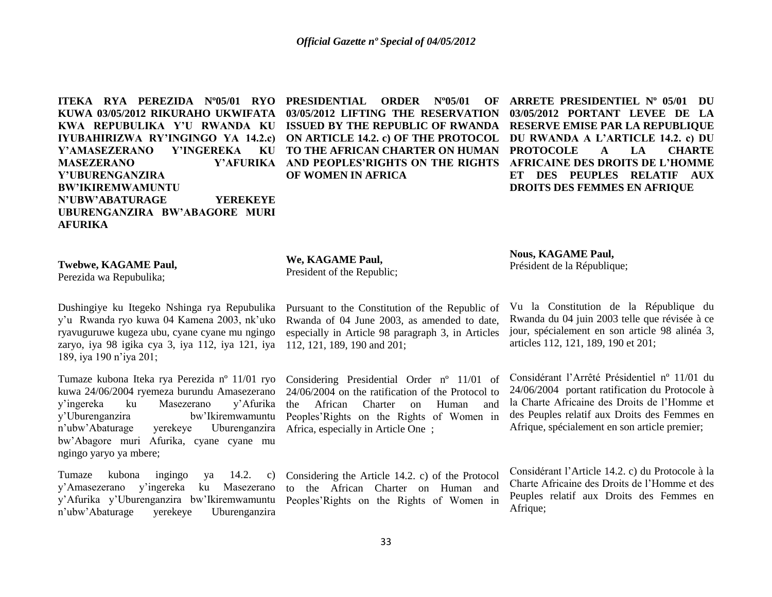**ITEKA RYA PEREZIDA Nº05/01 RYO KUWA 03/05/2012 RIKURAHO UKWIFATA KWA REPUBULIKA Y'U RWANDA KU IYUBAHIRIZWA RY'INGINGO YA 14.2.c) Y'AMASEZERANO Y'INGEREKA KU MASEZERANO Y'AFURIKA Y'UBURENGANZIRA BW'IKIREMWAMUNTU N'UBW'ABATURAGE YEREKEYE UBURENGANZIRA BW'ABAGORE MURI AFURIKA**

**Twebwe, KAGAME Paul,**
Perezida wa Repubulika;

Dushingiye ku Itegeko Nshinga rya Repubulika y'u Rwanda ryo kuwa 04 Kamena 2003, nk'uko ryavuguruwe kugeza ubu, cyane cyane mu ngingo zaryo, iya 98 igika cya 3, iya 112, iya 121, iya 189, iya 190 n'iya 201;

Tumaze kubona Iteka rya Perezida nº 11/01 ryo kuwa 24/06/2004 ryemeza burundu Amasezerano y'ingereka ku Masezerano y'Afurika y'Uburenganzira bw'Ikiremwamuntu n'ubw'Abaturage yerekeye Uburenganzira bw'Abagore muri Afurika, cyane cyane mu ngingo yaryo ya mbere;

Tumaze kubona ingingo ya 14.2. c) y'Amasezerano y'ingereka ku Masezerano y'Afurika y'Uburenganzira bw'Ikiremwamuntu n'ubw'Abaturage yerekeye Uburenganzira

**PRESIDENTIAL ORDER Nº05/01 OF 03/05/2012 LIFTING THE RESERVATION ISSUED BY THE REPUBLIC OF RWANDA ON ARTICLE 14.2. c) OF THE PROTOCOL TO THE AFRICAN CHARTER ON HUMAN AND PEOPLES'RIGHTS ON THE RIGHTS OF WOMEN IN AFRICA**

**We, KAGAME Paul,**
President of the Republic;

Pursuant to the Constitution of the Republic of Rwanda of 04 June 2003, as amended to date, especially in Article 98 paragraph 3, in Articles 112, 121, 189, 190 and 201;

Considering Presidential Order nº 11/01 of 24/06/2004 on the ratification of the Protocol to the African Charter on Human and Peoples'Rights on the Rights of Women in Africa, especially in Article One ;

Considering the Article 14.2. c) of the Protocol to the African Charter on Human and Peoples'Rights on the Rights of Women in

**ARRETE PRESIDENTIEL Nº 05/01 DU 03/05/2012 PORTANT LEVEE DE LA RESERVE EMISE PAR LA REPUBLIQUE DU RWANDA A L'ARTICLE 14.2. c) DU PROTOCOLE A LA CHARTE AFRICAINE DES DROITS DE L'HOMME ET DES PEUPLES RELATIF AUX DROITS DES FEMMES EN AFRIQUE**

**Nous, KAGAME Paul,**
Président de la République;

Vu la Constitution de la République du Rwanda du 04 juin 2003 telle que révisée à ce jour, spécialement en son article 98 alinéa 3, articles 112, 121, 189, 190 et 201;

Considérant l'Arrêté Présidentiel nº 11/01 du 24/06/2004 portant ratification du Protocole à la Charte Africaine des Droits de l'Homme et des Peuples relatif aux Droits des Femmes en Afrique, spécialement en son article premier;

Considérant l'Article 14.2. c) du Protocole à la Charte Africaine des Droits de l'Homme et des Peuples relatif aux Droits des Femmes en Afrique;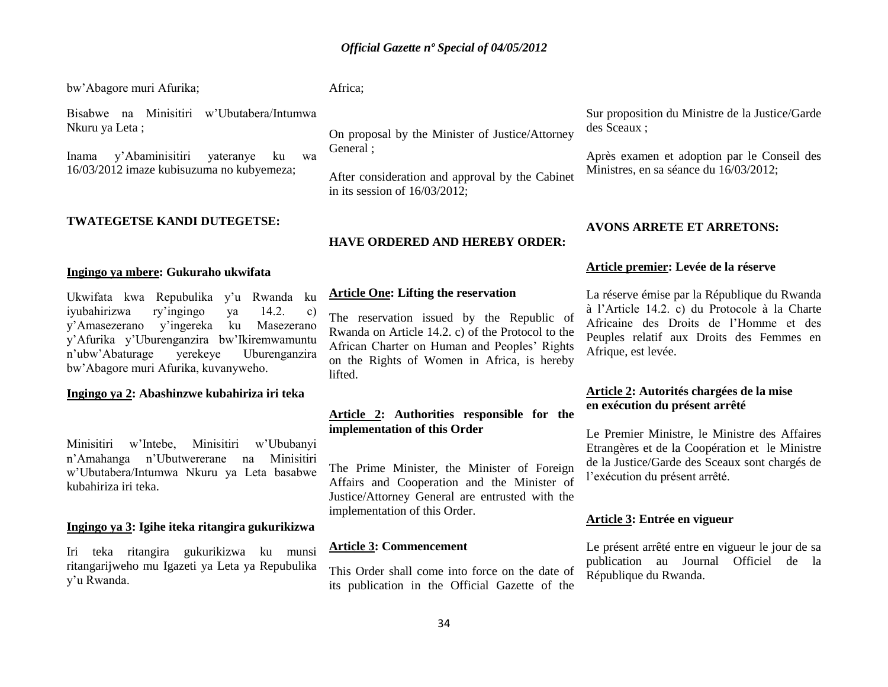bw'Abagore muri Afurika;

Bisabwe na Minisitiri w'Ubutabera/Intumwa Nkuru ya Leta ;

Inama y'Abaminisitiri yateranye ku wa 16/03/2012 imaze kubisuzuma no kubyemeza;

**TWATEGETSE KANDI DUTEGETSE:**

**Ingingo ya mbere: Gukuraho ukwifata**

Ukwifata kwa Repubulika y'u Rwanda ku iyubahirizwa ry'ingingo ya 14.2. c) y'Amasezerano y'ingereka ku Masezerano y'Afurika y'Uburenganzira bw'Ikiremwamuntu n'ubw'Abaturage yerekeye Uburenganzira bw'Abagore muri Afurika, kuvanyweho.

**Ingingo ya 2: Abashinzwe kubahiriza iri teka**

Minisitiri w'Intebe, Minisitiri w'Ububanyi n'Amahanga n'Ubutwererane na Minisitiri w'Ubutabera/Intumwa Nkuru ya Leta basabwe kubahiriza iri teka.

**Ingingo ya 3: Igihe iteka ritangira gukurikizwa**

Iri teka ritangira gukurikizwa ku munsi ritangarijweho mu Igazeti ya Leta ya Repubulika y'u Rwanda.

Africa;

On proposal by the Minister of Justice/Attorney General ;

After consideration and approval by the Cabinet in its session of 16/03/2012;

**HAVE ORDERED AND HEREBY ORDER:**

**Article One: Lifting the reservation**

The reservation issued by the Republic of Rwanda on Article 14.2. c) of the Protocol to the African Charter on Human and Peoples' Rights on the Rights of Women in Africa, is hereby lifted.

**Article 2: Authorities responsible for the implementation of this Order**

The Prime Minister, the Minister of Foreign Affairs and Cooperation and the Minister of Justice/Attorney General are entrusted with the implementation of this Order.

**Article 3: Commencement**

This Order shall come into force on the date of its publication in the Official Gazette of the

Sur proposition du Ministre de la Justice/Garde des Sceaux ;

Après examen et adoption par le Conseil des Ministres, en sa séance du 16/03/2012;

**AVONS ARRETE ET ARRETONS:**

**Article premier: Levée de la réserve**

La réserve émise par la République du Rwanda à l'Article 14.2. c) du Protocole à la Charte Africaine des Droits de l'Homme et des Peuples relatif aux Droits des Femmes en Afrique, est levée.

**Article 2: Autorités chargées de la mise en exécution du présent arrêté**

Le Premier Ministre, le Ministre des Affaires Etrangères et de la Coopération et le Ministre de la Justice/Garde des Sceaux sont chargés de l'exécution du présent arrêté.

**Article 3: Entrée en vigueur**

Le présent arrêté entre en vigueur le jour de sa publication au Journal Officiel de la République du Rwanda.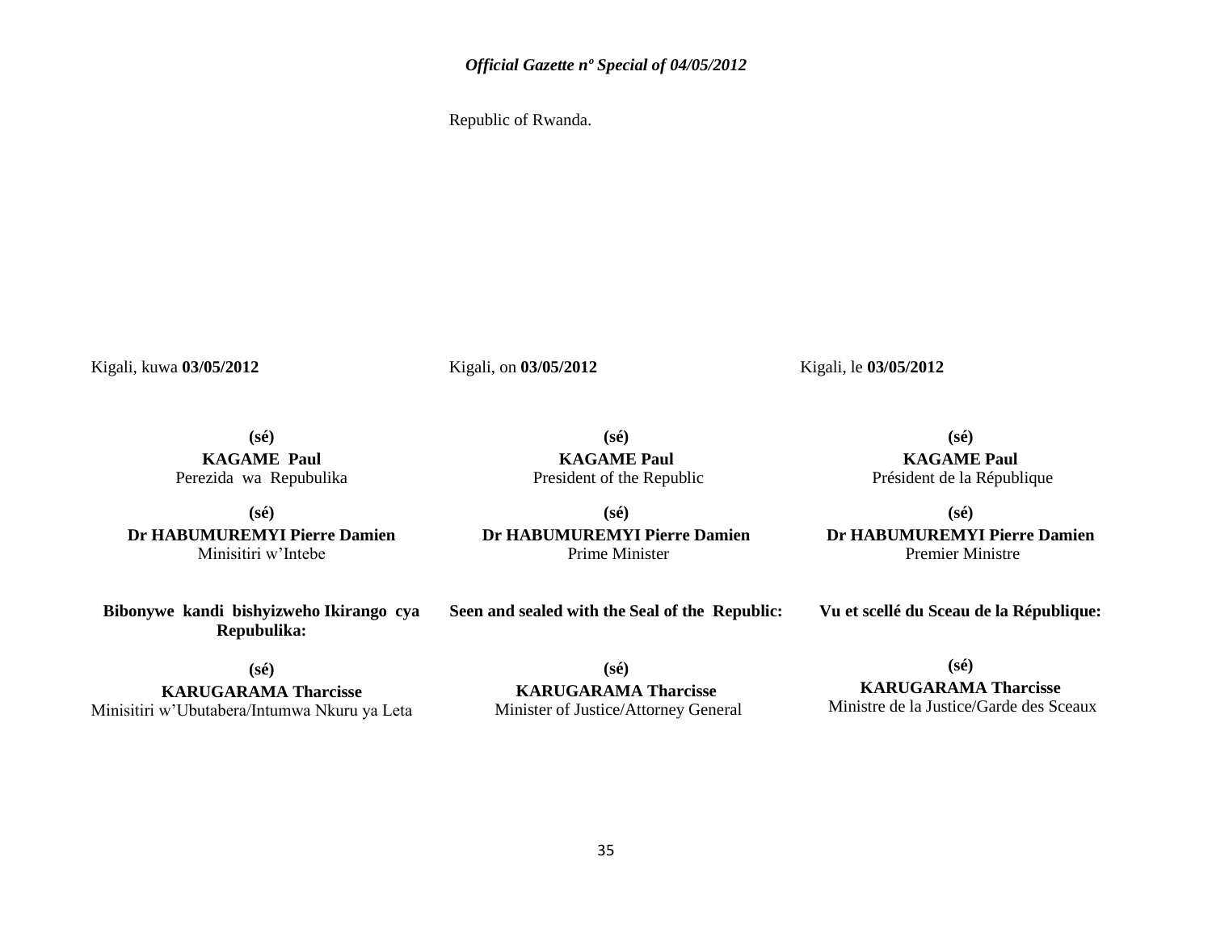Republic of Rwanda.

Kigali, kuwa **03/05/2012**

**(sé)**
**KAGAME Paul**
Perezida wa Repubulika

**(sé)**
**Dr HABUMUREMYI Pierre Damien**
Minisitiri w'Intebe

**Bibonywe kandi bishyizweho Ikirango cya Repubulika:**

**(sé)**
**KARUGARAMA Tharcisse**
Minisitiri w'Ubutabera/Intumwa Nkuru ya Leta

Kigali, on **03/05/2012**

**(sé)**
**KAGAME Paul**
President of the Republic

**(sé)**
**Dr HABUMUREMYI Pierre Damien**
Prime Minister

**Seen and sealed with the Seal of the Republic:**

**(sé)**
**KARUGARAMA Tharcisse**
Minister of Justice/Attorney General

Kigali, le **03/05/2012**

**(sé)**
**KAGAME Paul**
Président de la République

**(sé)**
**Dr HABUMUREMYI Pierre Damien**
Premier Ministre

**Vu et scellé du Sceau de la République:**

**(sé)**
**KARUGARAMA Tharcisse**
Ministre de la Justice/Garde des Sceaux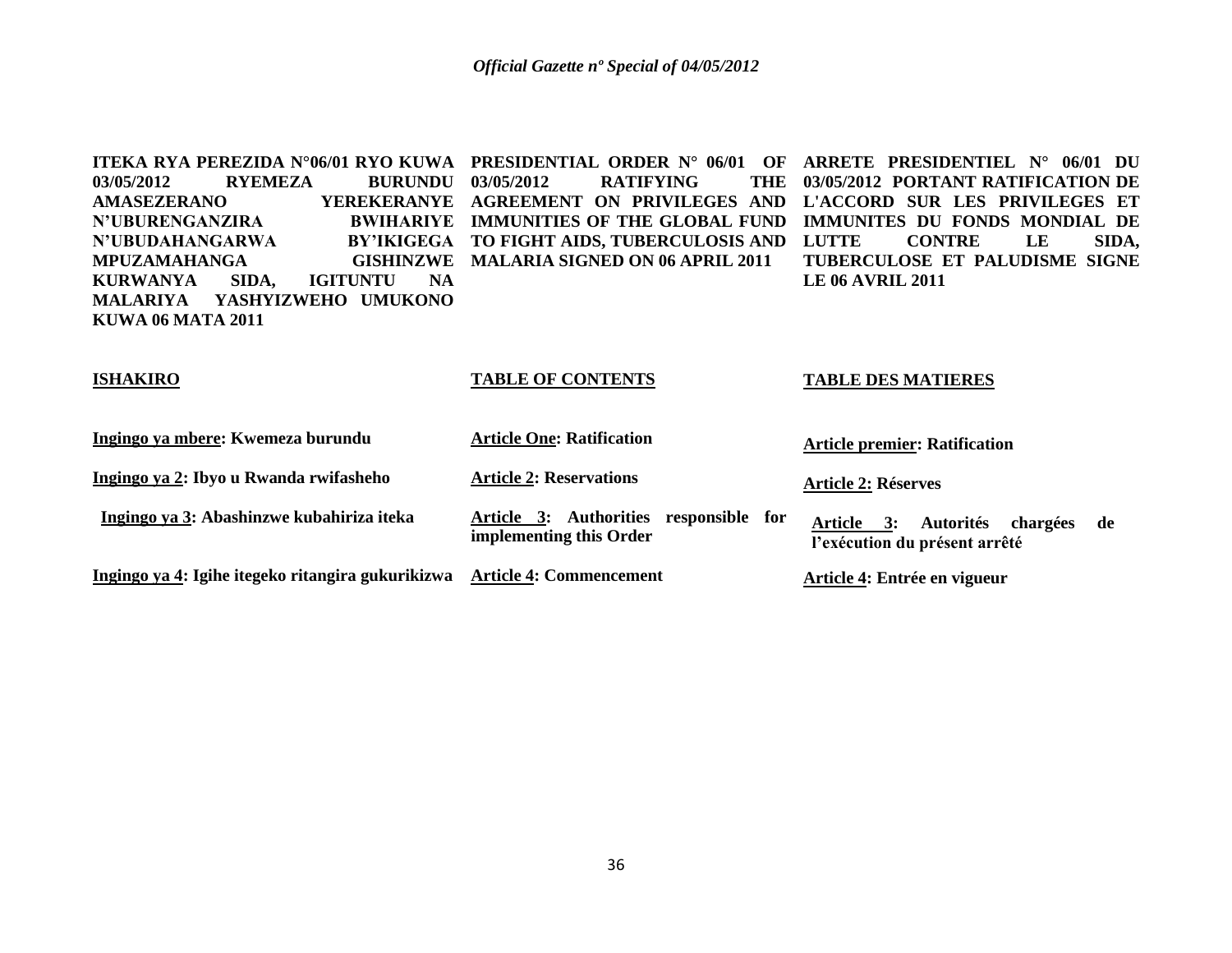**ITEKA RYA PEREZIDA N°06/01 RYO KUWA 03/05/2012 RYEMEZA BURUNDU AMASEZERANO YEREKERANYE N'UBURENGANZIRA BWIHARIYE N'UBUDAHANGARWA BY'IKIGEGA MPUZAMAHANGA GISHINZWE KURWANYA SIDA, IGITUNTU NA MALARIYA YASHYIZWEHO UMUKONO KUWA 06 MATA 2011**

**ISHAKIRO**

**Ingingo ya mbere: Kwemeza burundu**

**Ingingo ya 2: Ibyo u Rwanda rwifasheho**

**Ingingo ya 3: Abashinzwe kubahiriza iteka**

**Ingingo ya 4: Igihe itegeko ritangira gukurikizwa**

**PRESIDENTIAL ORDER N° 06/01 OF 03/05/2012 RATIFYING THE AGREEMENT ON PRIVILEGES AND IMMUNITIES OF THE GLOBAL FUND TO FIGHT AIDS, TUBERCULOSIS AND MALARIA SIGNED ON 06 APRIL 2011**

**TABLE OF CONTENTS**

**Article One: Ratification**

**Article 2: Reservations**

**Article 3: Authorities responsible for implementing this Order**

**Article 4: Commencement**

**ARRETE PRESIDENTIEL N° 06/01 DU 03/05/2012 PORTANT RATIFICATION DE L'ACCORD SUR LES PRIVILEGES ET IMMUNITES DU FONDS MONDIAL DE LUTTE CONTRE LE SIDA, TUBERCULOSE ET PALUDISME SIGNE LE 06 AVRIL 2011**

**TABLE DES MATIERES**

**Article premier: Ratification**

**Article 2: Réserves**

**Article 3: Autorités chargées de l'exécution du présent arrêté**

**Article 4: Entrée en vigueur**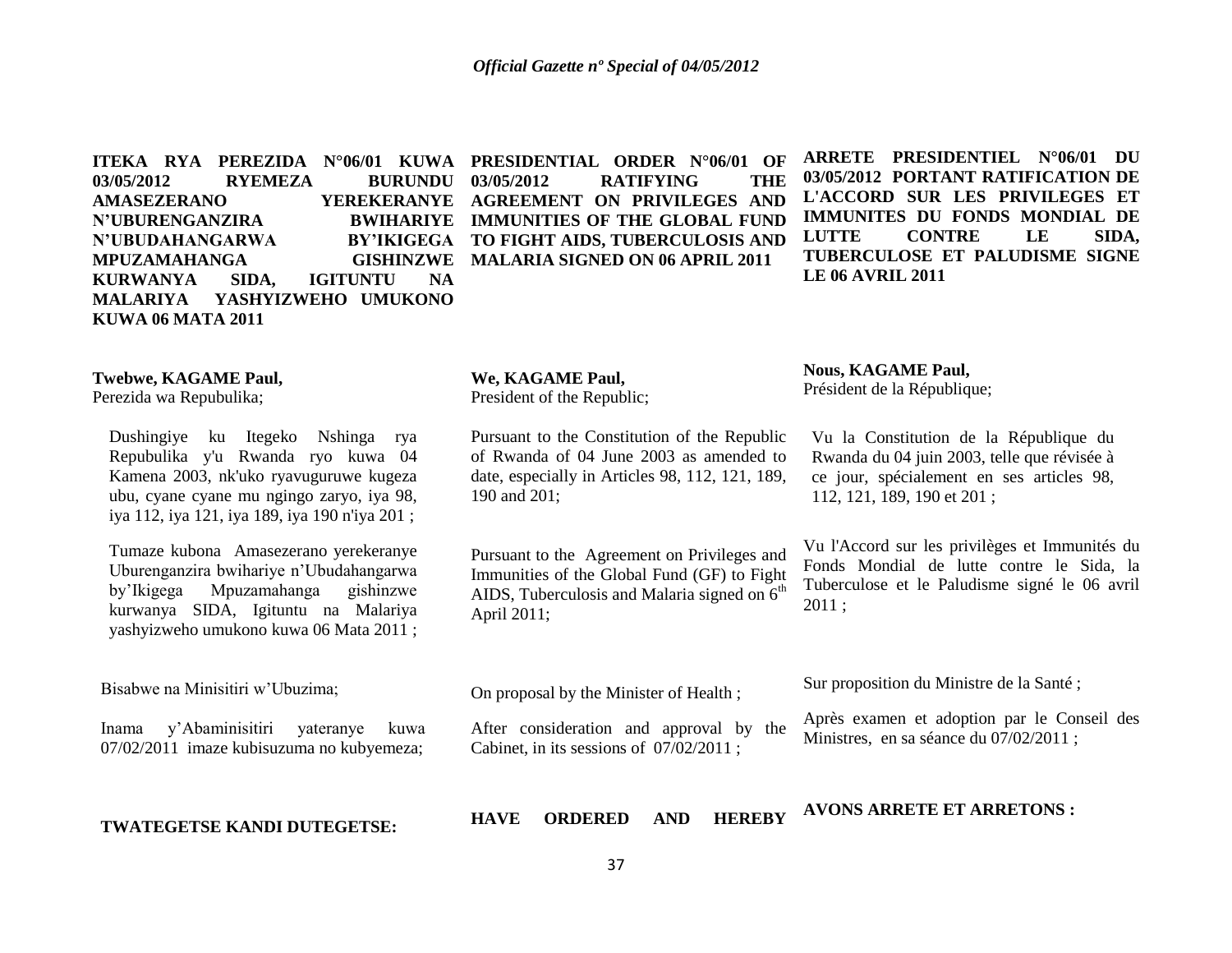**ITEKA RYA PEREZIDA N°06/01 KUWA 03/05/2012 RYEMEZA BURUNDU AMASEZERANO YEREKERANYE N'UBURENGANZIRA BWIHARIYE N'UBUDAHANGARWA BY'IKIGEGA MPUZAMAHANGA GISHINZWE KURWANYA SIDA, IGITUNTU NA MALARIYA YASHYIZWEHO UMUKONO KUWA 06 MATA 2011**

**Twebwe, KAGAME Paul,**
Perezida wa Repubulika;

Dushingiye ku Itegeko Nshinga rya Repubulika y'u Rwanda ryo kuwa 04 Kamena 2003, nk'uko ryavuguruwe kugeza ubu, cyane cyane mu ngingo zaryo, iya 98, iya 112, iya 121, iya 189, iya 190 n'iya 201 ;

Tumaze kubona Amasezerano yerekeranye Uburenganzira bwihariye n'Ubudahangarwa by'Ikigega Mpuzamahanga gishinzwe kurwanya SIDA, Igituntu na Malariya yashyizweho umukono kuwa 06 Mata 2011 ;

Bisabwe na Minisitiri w'Ubuzima;

Inama y'Abaminisitiri yateranye kuwa 07/02/2011 imaze kubisuzuma no kubyemeza;

**TWATEGETSE KANDI DUTEGETSE:**

**PRESIDENTIAL ORDER N°06/01 OF 03/05/2012 RATIFYING THE AGREEMENT ON PRIVILEGES AND IMMUNITIES OF THE GLOBAL FUND TO FIGHT AIDS, TUBERCULOSIS AND MALARIA SIGNED ON 06 APRIL 2011**

**We, KAGAME Paul,**
President of the Republic;

Pursuant to the Constitution of the Republic of Rwanda of 04 June 2003 as amended to date, especially in Articles 98, 112, 121, 189, 190 and 201;

Pursuant to the Agreement on Privileges and Immunities of the Global Fund (GF) to Fight AIDS, Tuberculosis and Malaria signed on 6th April 2011;

On proposal by the Minister of Health ;

After consideration and approval by the Cabinet, in its sessions of 07/02/2011 ;

**HAVE ORDERED AND HEREBY**

**ARRETE PRESIDENTIEL N°06/01 DU 03/05/2012 PORTANT RATIFICATION DE L'ACCORD SUR LES PRIVILEGES ET IMMUNITES DU FONDS MONDIAL DE LUTTE CONTRE LE SIDA, TUBERCULOSE ET PALUDISME SIGNE LE 06 AVRIL 2011**

**Nous, KAGAME Paul,**
Président de la République;

Vu la Constitution de la République du Rwanda du 04 juin 2003, telle que révisée à ce jour, spécialement en ses articles 98, 112, 121, 189, 190 et 201 ;

Vu l'Accord sur les privilèges et Immunités du Fonds Mondial de lutte contre le Sida, la Tuberculose et le Paludisme signé le 06 avril 2011 ;

Sur proposition du Ministre de la Santé ;

Après examen et adoption par le Conseil des Ministres, en sa séance du 07/02/2011 ;

**AVONS ARRETE ET ARRETONS :**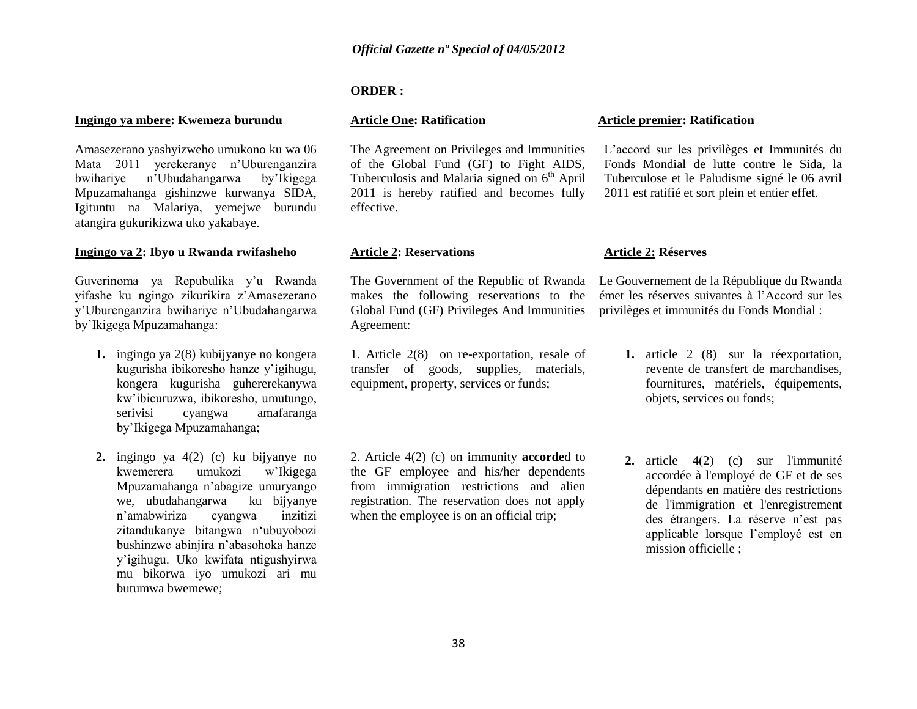**ORDER :**

**Ingingo ya mbere: Kwemeza burundu**

Amasezerano yashyizweho umukono ku wa 06 Mata 2011 yerekeranye n'Uburenganzira bwihariye n'Ubudahangarwa by'Ikigega Mpuzamahanga gishinzwe kurwanya SIDA, Igituntu na Malariya, yemejwe burundu atangira gukurikizwa uko yakabaye.

**Ingingo ya 2: Ibyo u Rwanda rwifasheho**

Guverinoma ya Repubulika y'u Rwanda yifashe ku ngingo zikurikira z'Amasezerano y'Uburenganzira bwihariye n'Ubudahangarwa by'Ikigega Mpuzamahanga:

1. ingingo ya 2(8) kubijyanye no kongera kugurisha ibikoresho hanze y'igihugu, kongera kugurisha guhererekanywa kw'ibicuruzwa, ibikoresho, umutungo, serivisi cyangwa amafaranga by'Ikigega Mpuzamahanga;

2. ingingo ya 4(2) (c) ku bijyanye no kwemerera umukozi w'Ikigega Mpuzamahanga n'abagize umuryango we, ubudahangarwa ku bijyanye n'amabwiriza cyangwa inzitizi zitandukanye bitangwa n'ubuyobozi bushinzwe abinjira n'abasohoka hanze y'igihugu. Uko kwifata ntigushyirwa mu bikorwa iyo umukozi ari mu butumwa bwemewe;

**Article One: Ratification**

The Agreement on Privileges and Immunities of the Global Fund (GF) to Fight AIDS, Tuberculosis and Malaria signed on 6th April 2011 is hereby ratified and becomes fully effective.

**Article 2: Reservations**

The Government of the Republic of Rwanda makes the following reservations to the Global Fund (GF) Privileges And Immunities Agreement:

1. Article 2(8) on re-exportation, resale of transfer of goods, **s**upplies, materials, equipment, property, services or funds;

2. Article 4(2) (c) on immunity **accorde**d to the GF employee and his/her dependents from immigration restrictions and alien registration. The reservation does not apply when the employee is on an official trip;

**Article premier: Ratification**

L'accord sur les privilèges et Immunités du Fonds Mondial de lutte contre le Sida, la Tuberculose et le Paludisme signé le 06 avril 2011 est ratifié et sort plein et entier effet.

**Article 2: Réserves**

Le Gouvernement de la République du Rwanda émet les réserves suivantes à l'Accord sur les privilèges et immunités du Fonds Mondial :

1. article 2 (8) sur la réexportation, revente de transfert de marchandises, fournitures, matériels, équipements, objets, services ou fonds;

2. article 4(2) (c) sur l'immunité accordée à l'employé de GF et de ses dépendants en matière des restrictions de l'immigration et l'enregistrement des étrangers. La réserve n'est pas applicable lorsque l'employé est en mission officielle ;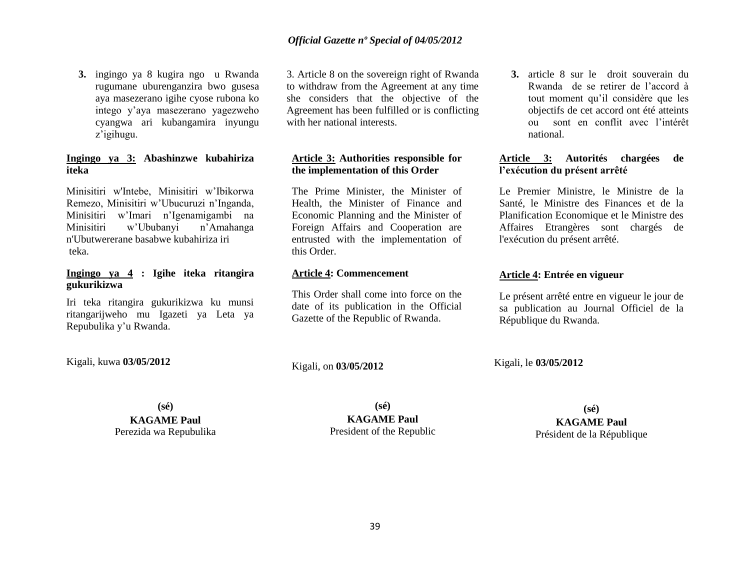3. ingingo ya 8 kugira ngo u Rwanda rugumane uburenganzira bwo gusesa aya masezerano igihe cyose rubona ko intego y'aya masezerano yagezweho cyangwa ari kubangamira inyungu z'igihugu.

**Ingingo ya 3: Abashinzwe kubahiriza iteka**

Minisitiri w'Intebe, Minisitiri w'Ibikorwa Remezo, Minisitiri w'Ubucuruzi n'Inganda, Minisitiri w'Imari n'Igenamigambi na Minisitiri w'Ububanyi n'Amahanga n'Ubutwererane basabwe kubahiriza iri teka.

**Ingingo ya 4 : Igihe iteka ritangira gukurikizwa**

Iri teka ritangira gukurikizwa ku munsi ritangarijweho mu Igazeti ya Leta ya Repubulika y'u Rwanda.

Kigali, kuwa **03/05/2012**

**(sé)**
**KAGAME Paul**
Perezida wa Repubulika

3. Article 8 on the sovereign right of Rwanda to withdraw from the Agreement at any time she considers that the objective of the Agreement has been fulfilled or is conflicting with her national interests.

**Article 3: Authorities responsible for the implementation of this Order**

The Prime Minister, the Minister of Health, the Minister of Finance and Economic Planning and the Minister of Foreign Affairs and Cooperation are entrusted with the implementation of this Order.

**Article 4: Commencement**

This Order shall come into force on the date of its publication in the Official Gazette of the Republic of Rwanda.

Kigali, on **03/05/2012**

**(sé)**
**KAGAME Paul**
President of the Republic

3. article 8 sur le droit souverain du Rwanda de se retirer de l'accord à tout moment qu'il considère que les objectifs de cet accord ont été atteints ou sont en conflit avec l'intérêt national.

**Article 3: Autorités chargées de l'exécution du présent arrêté**

Le Premier Ministre, le Ministre de la Santé, le Ministre des Finances et de la Planification Economique et le Ministre des Affaires Etrangères sont chargés de l'exécution du présent arrêté.

**Article 4: Entrée en vigueur**

Le présent arrêté entre en vigueur le jour de sa publication au Journal Officiel de la République du Rwanda.

Kigali, le **03/05/2012**

**(sé)**
**KAGAME Paul**
Président de la République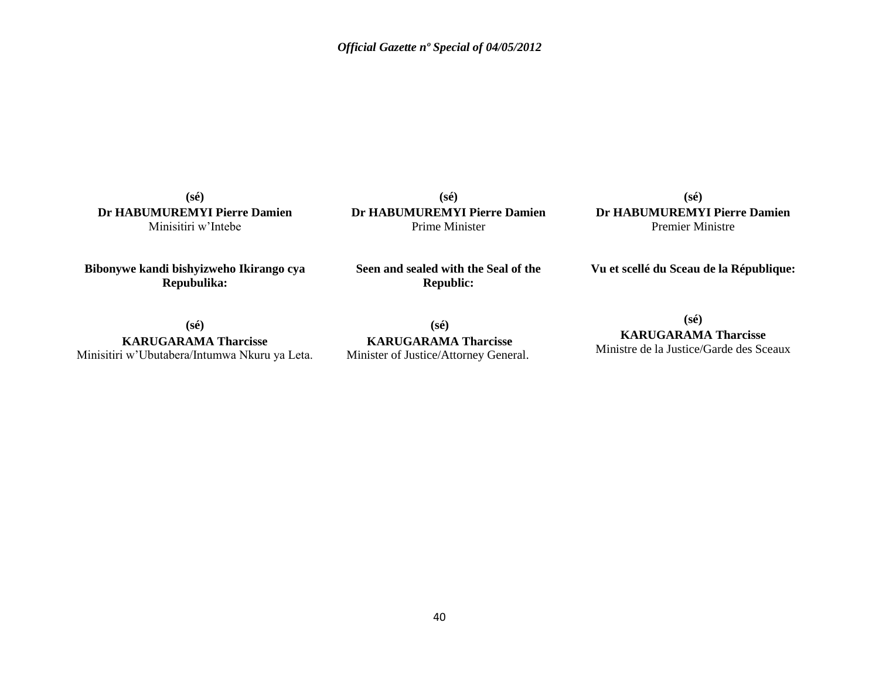**(sé)**
**Dr HABUMUREMYI Pierre Damien**
Minisitiri w'Intebe

**(sé)**
**Dr HABUMUREMYI Pierre Damien**
Prime Minister

**(sé)**
**Dr HABUMUREMYI Pierre Damien**
Premier Ministre

**Bibonywe kandi bishyizweho Ikirango cya Repubulika:**

**Seen and sealed with the Seal of the Republic:**

**Vu et scellé du Sceau de la République:**

**(sé)**
**KARUGARAMA Tharcisse**
Minisitiri w'Ubutabera/Intumwa Nkuru ya Leta.

**(sé)**
**KARUGARAMA Tharcisse**
Minister of Justice/Attorney General.

**(sé)**
**KARUGARAMA Tharcisse**
Ministre de la Justice/Garde des Sceaux